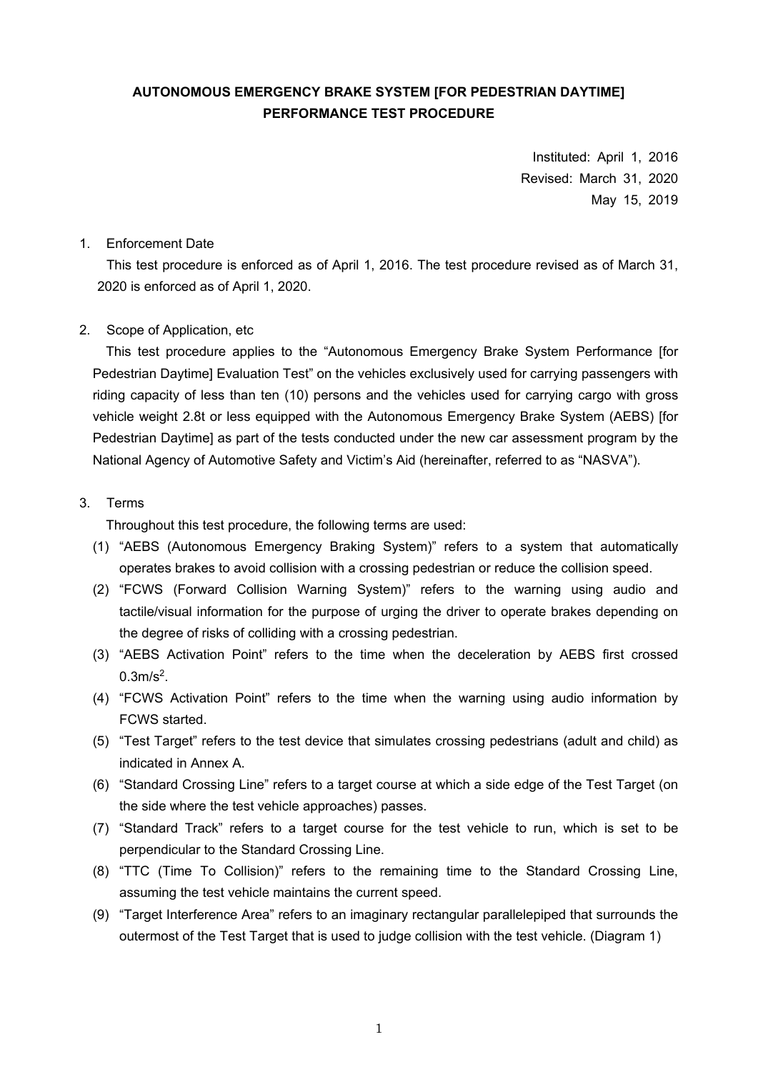# AUTONOMOUS EMERGENCY BRAKE SYSTEM [FOR PEDESTRIAN DAYTIME] PERFORMANCE TEST PROCEDURE

Instituted: April 1, 2016
Revised: March 31, 2020
May 15, 2019

1. Enforcement Date

This test procedure is enforced as of April 1, 2016. The test procedure revised as of March 31, 2020 is enforced as of April 1, 2020.

2. Scope of Application, etc

This test procedure applies to the "Autonomous Emergency Brake System Performance [for Pedestrian Daytime] Evaluation Test" on the vehicles exclusively used for carrying passengers with riding capacity of less than ten (10) persons and the vehicles used for carrying cargo with gross vehicle weight 2.8t or less equipped with the Autonomous Emergency Brake System (AEBS) [for Pedestrian Daytime] as part of the tests conducted under the new car assessment program by the National Agency of Automotive Safety and Victim's Aid (hereinafter, referred to as "NASVA").

3. Terms

Throughout this test procedure, the following terms are used:

(1) "AEBS (Autonomous Emergency Braking System)" refers to a system that automatically operates brakes to avoid collision with a crossing pedestrian or reduce the collision speed.

(2) "FCWS (Forward Collision Warning System)" refers to the warning using audio and tactile/visual information for the purpose of urging the driver to operate brakes depending on the degree of risks of colliding with a crossing pedestrian.

(3) "AEBS Activation Point" refers to the time when the deceleration by AEBS first crossed $0.3m/s^2$.

(4) "FCWS Activation Point" refers to the time when the warning using audio information by FCWS started.

(5) "Test Target" refers to the test device that simulates crossing pedestrians (adult and child) as indicated in Annex A.

(6) "Standard Crossing Line" refers to a target course at which a side edge of the Test Target (on the side where the test vehicle approaches) passes.

(7) "Standard Track" refers to a target course for the test vehicle to run, which is set to be perpendicular to the Standard Crossing Line.

(8) "TTC (Time To Collision)" refers to the remaining time to the Standard Crossing Line, assuming the test vehicle maintains the current speed.

(9) "Target Interference Area" refers to an imaginary rectangular parallelepiped that surrounds the outermost of the Test Target that is used to judge collision with the test vehicle. (Diagram 1)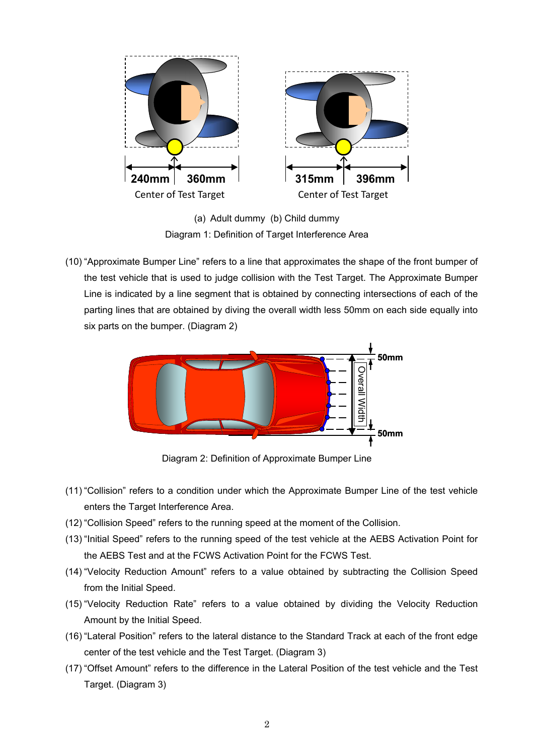240mm 360mm
Center of Test Target

315mm 396mm
Center of Test Target

(a) Adult dummy (b) Child dummy

Diagram 1: Definition of Target Interference Area

(10) "Approximate Bumper Line" refers to a line that approximates the shape of the front bumper of the test vehicle that is used to judge collision with the Test Target. The Approximate Bumper Line is indicated by a line segment that is obtained by connecting intersections of each of the parting lines that are obtained by diving the overall width less 50mm on each side equally into six parts on the bumper. (Diagram 2)

50mm
Overall Width
50mm

Diagram 2: Definition of Approximate Bumper Line

(11) "Collision" refers to a condition under which the Approximate Bumper Line of the test vehicle enters the Target Interference Area.

(12) "Collision Speed" refers to the running speed at the moment of the Collision.

(13) "Initial Speed" refers to the running speed of the test vehicle at the AEBS Activation Point for the AEBS Test and at the FCWS Activation Point for the FCWS Test.

(14) "Velocity Reduction Amount" refers to a value obtained by subtracting the Collision Speed from the Initial Speed.

(15) "Velocity Reduction Rate" refers to a value obtained by dividing the Velocity Reduction Amount by the Initial Speed.

(16) "Lateral Position" refers to the lateral distance to the Standard Track at each of the front edge center of the test vehicle and the Test Target. (Diagram 3)

(17) "Offset Amount" refers to the difference in the Lateral Position of the test vehicle and the Test Target. (Diagram 3)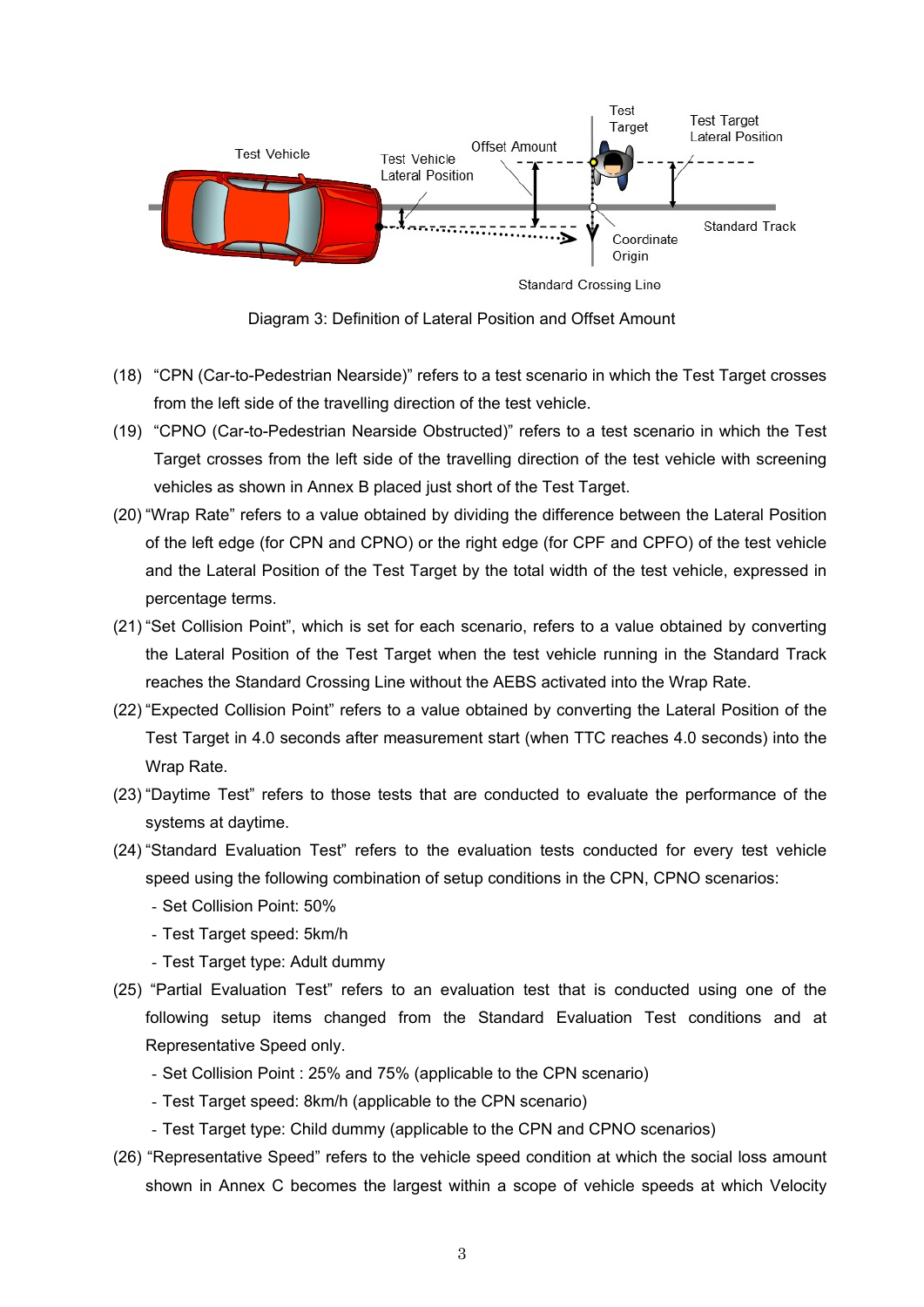Diagram 3: Definition of Lateral Position and Offset Amount

(18) "CPN (Car-to-Pedestrian Nearside)" refers to a test scenario in which the Test Target crosses from the left side of the travelling direction of the test vehicle.

(19) "CPNO (Car-to-Pedestrian Nearside Obstructed)" refers to a test scenario in which the Test Target crosses from the left side of the travelling direction of the test vehicle with screening vehicles as shown in Annex B placed just short of the Test Target.

(20) "Wrap Rate" refers to a value obtained by dividing the difference between the Lateral Position of the left edge (for CPN and CPNO) or the right edge (for CPF and CPFO) of the test vehicle and the Lateral Position of the Test Target by the total width of the test vehicle, expressed in percentage terms.

(21) "Set Collision Point", which is set for each scenario, refers to a value obtained by converting the Lateral Position of the Test Target when the test vehicle running in the Standard Track reaches the Standard Crossing Line without the AEBS activated into the Wrap Rate.

(22) "Expected Collision Point" refers to a value obtained by converting the Lateral Position of the Test Target in 4.0 seconds after measurement start (when TTC reaches 4.0 seconds) into the Wrap Rate.

(23) "Daytime Test" refers to those tests that are conducted to evaluate the performance of the systems at daytime.

(24) "Standard Evaluation Test" refers to the evaluation tests conducted for every test vehicle speed using the following combination of setup conditions in the CPN, CPNO scenarios:

- Set Collision Point: 50%
- Test Target speed: 5km/h
- Test Target type: Adult dummy

(25) "Partial Evaluation Test" refers to an evaluation test that is conducted using one of the following setup items changed from the Standard Evaluation Test conditions and at Representative Speed only.

- Set Collision Point : 25% and 75% (applicable to the CPN scenario)
- Test Target speed: 8km/h (applicable to the CPN scenario)
- Test Target type: Child dummy (applicable to the CPN and CPNO scenarios)

(26) "Representative Speed" refers to the vehicle speed condition at which the social loss amount shown in Annex C becomes the largest within a scope of vehicle speeds at which Velocity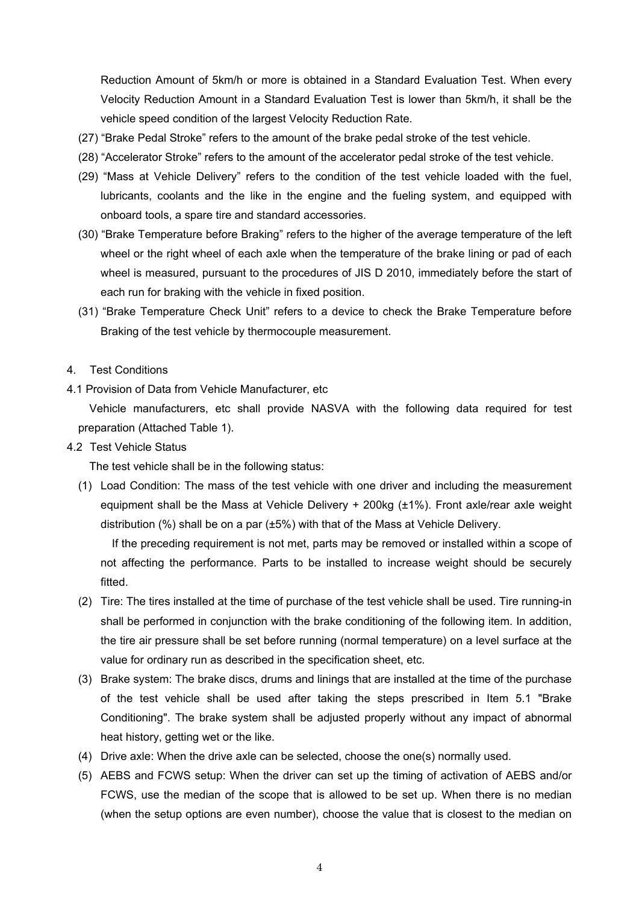Reduction Amount of 5km/h or more is obtained in a Standard Evaluation Test. When every Velocity Reduction Amount in a Standard Evaluation Test is lower than 5km/h, it shall be the vehicle speed condition of the largest Velocity Reduction Rate.

(27) "Brake Pedal Stroke" refers to the amount of the brake pedal stroke of the test vehicle.

(28) "Accelerator Stroke" refers to the amount of the accelerator pedal stroke of the test vehicle.

(29) "Mass at Vehicle Delivery" refers to the condition of the test vehicle loaded with the fuel, lubricants, coolants and the like in the engine and the fueling system, and equipped with onboard tools, a spare tire and standard accessories.

(30) "Brake Temperature before Braking" refers to the higher of the average temperature of the left wheel or the right wheel of each axle when the temperature of the brake lining or pad of each wheel is measured, pursuant to the procedures of JIS D 2010, immediately before the start of each run for braking with the vehicle in fixed position.

(31) "Brake Temperature Check Unit" refers to a device to check the Brake Temperature before Braking of the test vehicle by thermocouple measurement.

## 4. Test Conditions

### 4.1 Provision of Data from Vehicle Manufacturer, etc

Vehicle manufacturers, etc shall provide NASVA with the following data required for test preparation (Attached Table 1).

### 4.2 Test Vehicle Status

The test vehicle shall be in the following status:

(1) Load Condition: The mass of the test vehicle with one driver and including the measurement equipment shall be the Mass at Vehicle Delivery + 200kg (±1%). Front axle/rear axle weight distribution (%) shall be on a par (±5%) with that of the Mass at Vehicle Delivery.

If the preceding requirement is not met, parts may be removed or installed within a scope of not affecting the performance. Parts to be installed to increase weight should be securely fitted.

(2) Tire: The tires installed at the time of purchase of the test vehicle shall be used. Tire running-in shall be performed in conjunction with the brake conditioning of the following item. In addition, the tire air pressure shall be set before running (normal temperature) on a level surface at the value for ordinary run as described in the specification sheet, etc.

(3) Brake system: The brake discs, drums and linings that are installed at the time of the purchase of the test vehicle shall be used after taking the steps prescribed in Item 5.1 "Brake Conditioning". The brake system shall be adjusted properly without any impact of abnormal heat history, getting wet or the like.

(4) Drive axle: When the drive axle can be selected, choose the one(s) normally used.

(5) AEBS and FCWS setup: When the driver can set up the timing of activation of AEBS and/or FCWS, use the median of the scope that is allowed to be set up. When there is no median (when the setup options are even number), choose the value that is closest to the median on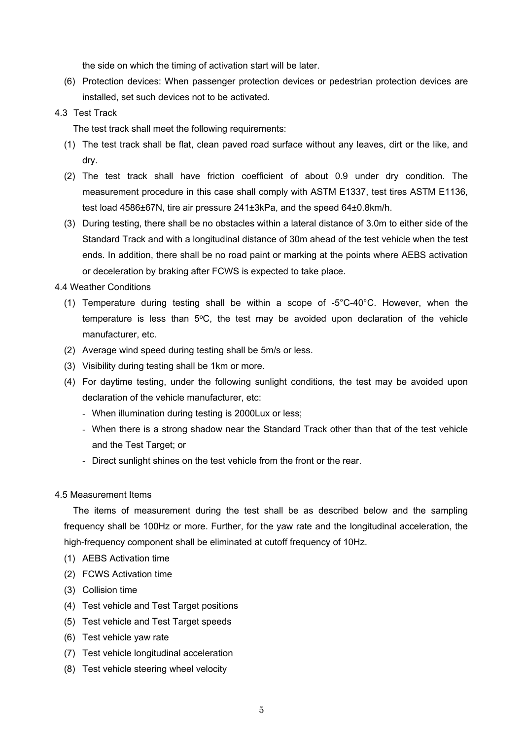the side on which the timing of activation start will be later.

(6) Protection devices: When passenger protection devices or pedestrian protection devices are installed, set such devices not to be activated.

### 4.3 Test Track

The test track shall meet the following requirements:

(1) The test track shall be flat, clean paved road surface without any leaves, dirt or the like, and dry.

(2) The test track shall have friction coefficient of about 0.9 under dry condition. The measurement procedure in this case shall comply with ASTM E1337, test tires ASTM E1136, test load 4586±67N, tire air pressure 241±3kPa, and the speed 64±0.8km/h.

(3) During testing, there shall be no obstacles within a lateral distance of 3.0m to either side of the Standard Track and with a longitudinal distance of 30m ahead of the test vehicle when the test ends. In addition, there shall be no road paint or marking at the points where AEBS activation or deceleration by braking after FCWS is expected to take place.

### 4.4 Weather Conditions

(1) Temperature during testing shall be within a scope of -5°C-40°C. However, when the temperature is less than 5°C, the test may be avoided upon declaration of the vehicle manufacturer, etc.

(2) Average wind speed during testing shall be 5m/s or less.

(3) Visibility during testing shall be 1km or more.

(4) For daytime testing, under the following sunlight conditions, the test may be avoided upon declaration of the vehicle manufacturer, etc:

- When illumination during testing is 2000Lux or less;
- When there is a strong shadow near the Standard Track other than that of the test vehicle and the Test Target; or
- Direct sunlight shines on the test vehicle from the front or the rear.

### 4.5 Measurement Items

The items of measurement during the test shall be as described below and the sampling frequency shall be 100Hz or more. Further, for the yaw rate and the longitudinal acceleration, the high-frequency component shall be eliminated at cutoff frequency of 10Hz.

(1) AEBS Activation time
(2) FCWS Activation time
(3) Collision time
(4) Test vehicle and Test Target positions
(5) Test vehicle and Test Target speeds
(6) Test vehicle yaw rate
(7) Test vehicle longitudinal acceleration
(8) Test vehicle steering wheel velocity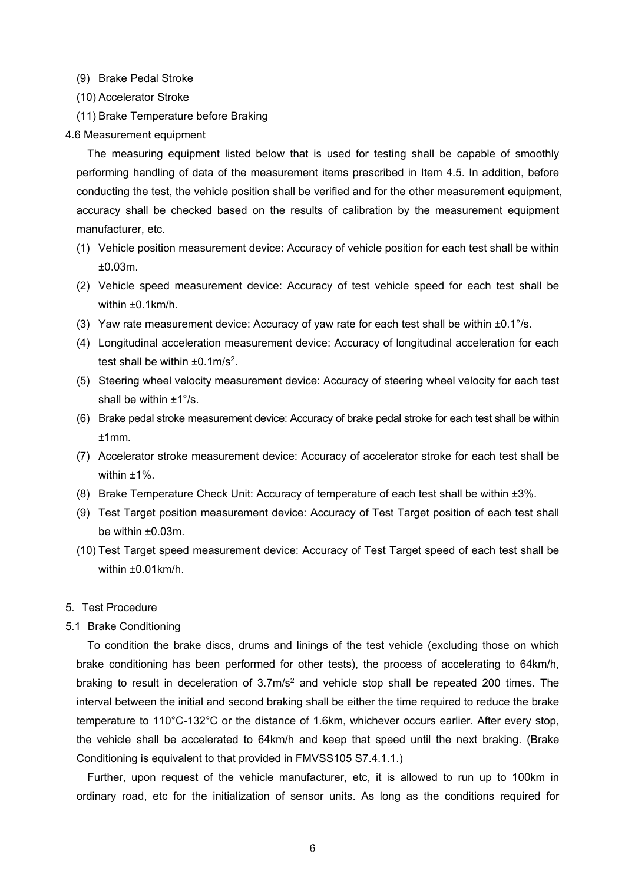(9) Brake Pedal Stroke

(10) Accelerator Stroke

(11) Brake Temperature before Braking

4.6 Measurement equipment

The measuring equipment listed below that is used for testing shall be capable of smoothly performing handling of data of the measurement items prescribed in Item 4.5. In addition, before conducting the test, the vehicle position shall be verified and for the other measurement equipment, accuracy shall be checked based on the results of calibration by the measurement equipment manufacturer, etc.

(1) Vehicle position measurement device: Accuracy of vehicle position for each test shall be within ±0.03m.

(2) Vehicle speed measurement device: Accuracy of test vehicle speed for each test shall be within ±0.1km/h.

(3) Yaw rate measurement device: Accuracy of yaw rate for each test shall be within ±0.1°/s.

(4) Longitudinal acceleration measurement device: Accuracy of longitudinal acceleration for each test shall be within ±0.1m/s$^2$.

(5) Steering wheel velocity measurement device: Accuracy of steering wheel velocity for each test shall be within ±1°/s.

(6) Brake pedal stroke measurement device: Accuracy of brake pedal stroke for each test shall be within ±1mm.

(7) Accelerator stroke measurement device: Accuracy of accelerator stroke for each test shall be within ±1%.

(8) Brake Temperature Check Unit: Accuracy of temperature of each test shall be within ±3%.

(9) Test Target position measurement device: Accuracy of Test Target position of each test shall be within ±0.03m.

(10) Test Target speed measurement device: Accuracy of Test Target speed of each test shall be within ±0.01km/h.

5. Test Procedure

5.1 Brake Conditioning

To condition the brake discs, drums and linings of the test vehicle (excluding those on which brake conditioning has been performed for other tests), the process of accelerating to 64km/h, braking to result in deceleration of 3.7m/s$^2$ and vehicle stop shall be repeated 200 times. The interval between the initial and second braking shall be either the time required to reduce the brake temperature to 110°C-132°C or the distance of 1.6km, whichever occurs earlier. After every stop, the vehicle shall be accelerated to 64km/h and keep that speed until the next braking. (Brake Conditioning is equivalent to that provided in FMVSS105 S7.4.1.1.)

Further, upon request of the vehicle manufacturer, etc, it is allowed to run up to 100km in ordinary road, etc for the initialization of sensor units. As long as the conditions required for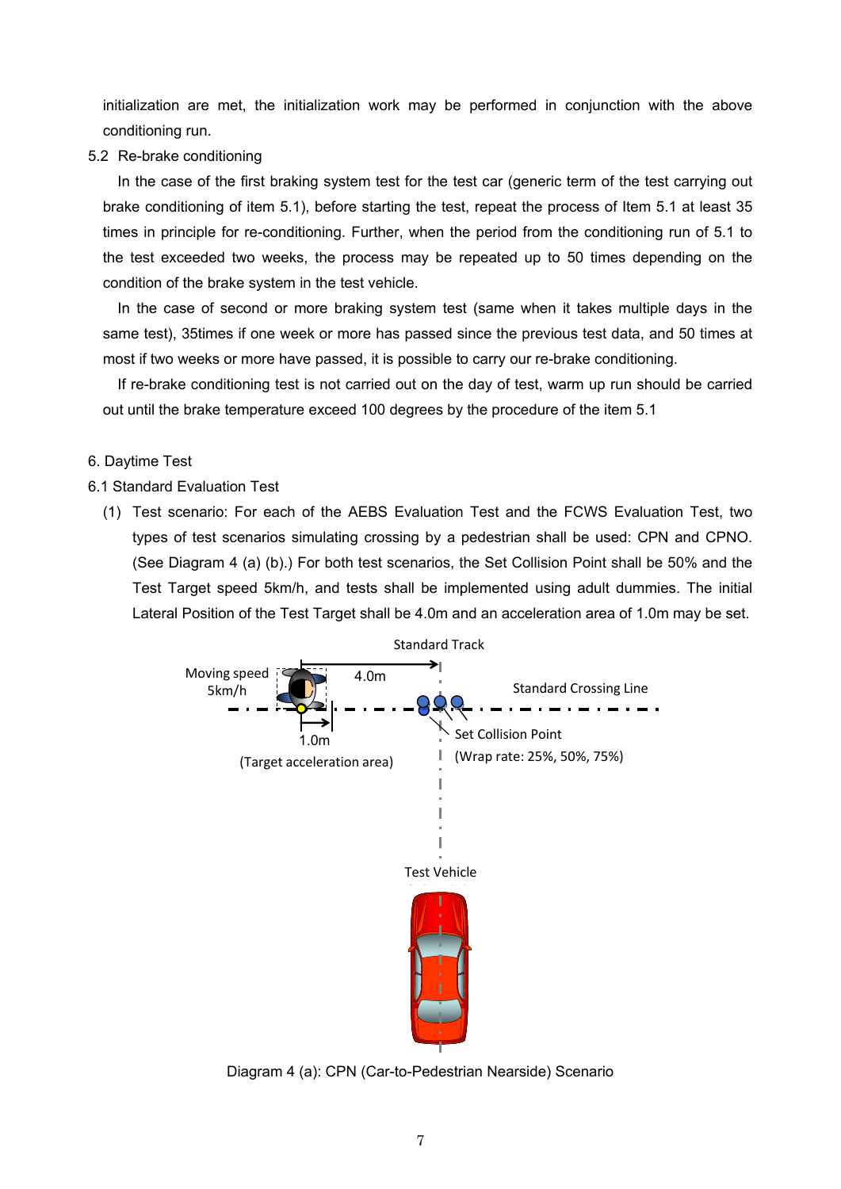initialization are met, the initialization work may be performed in conjunction with the above conditioning run.

5.2 Re-brake conditioning

In the case of the first braking system test for the test car (generic term of the test carrying out brake conditioning of item 5.1), before starting the test, repeat the process of Item 5.1 at least 35 times in principle for re-conditioning. Further, when the period from the conditioning run of 5.1 to the test exceeded two weeks, the process may be repeated up to 50 times depending on the condition of the brake system in the test vehicle.

In the case of second or more braking system test (same when it takes multiple days in the same test), 35times if one week or more has passed since the previous test data, and 50 times at most if two weeks or more have passed, it is possible to carry our re-brake conditioning.

If re-brake conditioning test is not carried out on the day of test, warm up run should be carried out until the brake temperature exceed 100 degrees by the procedure of the item 5.1

6. Daytime Test

6.1 Standard Evaluation Test

(1) Test scenario: For each of the AEBS Evaluation Test and the FCWS Evaluation Test, two types of test scenarios simulating crossing by a pedestrian shall be used: CPN and CPNO. (See Diagram 4 (a) (b).) For both test scenarios, the Set Collision Point shall be 50% and the Test Target speed 5km/h, and tests shall be implemented using adult dummies. The initial Lateral Position of the Test Target shall be 4.0m and an acceleration area of 1.0m may be set.

Diagram 4 (a): CPN (Car-to-Pedestrian Nearside) Scenario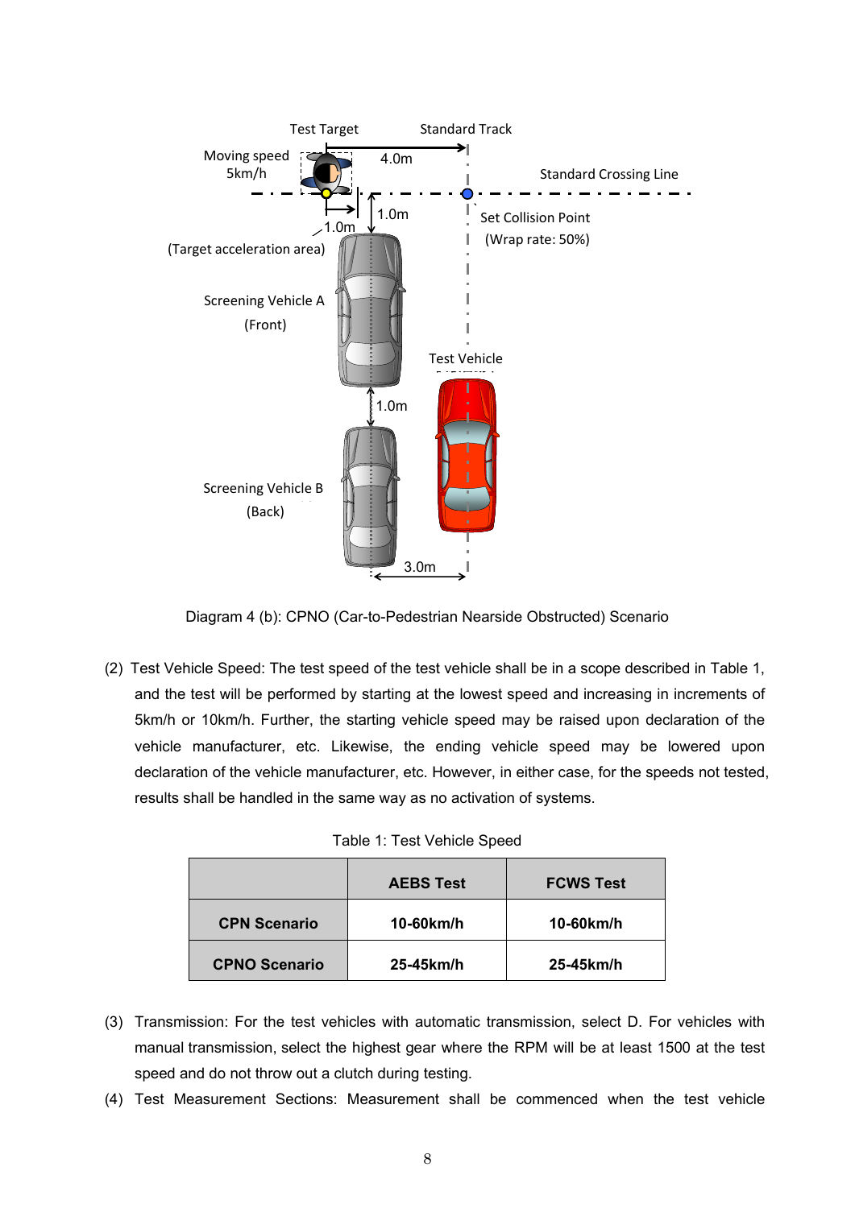Diagram 4 (b): CPNO (Car-to-Pedestrian Nearside Obstructed) Scenario

(2) Test Vehicle Speed: The test speed of the test vehicle shall be in a scope described in Table 1, and the test will be performed by starting at the lowest speed and increasing in increments of 5km/h or 10km/h. Further, the starting vehicle speed may be raised upon declaration of the vehicle manufacturer, etc. Likewise, the ending vehicle speed may be lowered upon declaration of the vehicle manufacturer, etc. However, in either case, for the speeds not tested, results shall be handled in the same way as no activation of systems.

Table 1: Test Vehicle Speed

| | AEBS Test | FCWS Test |
|---|---|---|
| **CPN Scenario** | **10-60km/h** | **10-60km/h** |
| **CPNO Scenario** | **25-45km/h** | **25-45km/h** |

(3) Transmission: For the test vehicles with automatic transmission, select D. For vehicles with manual transmission, select the highest gear where the RPM will be at least 1500 at the test speed and do not throw out a clutch during testing.

(4) Test Measurement Sections: Measurement shall be commenced when the test vehicle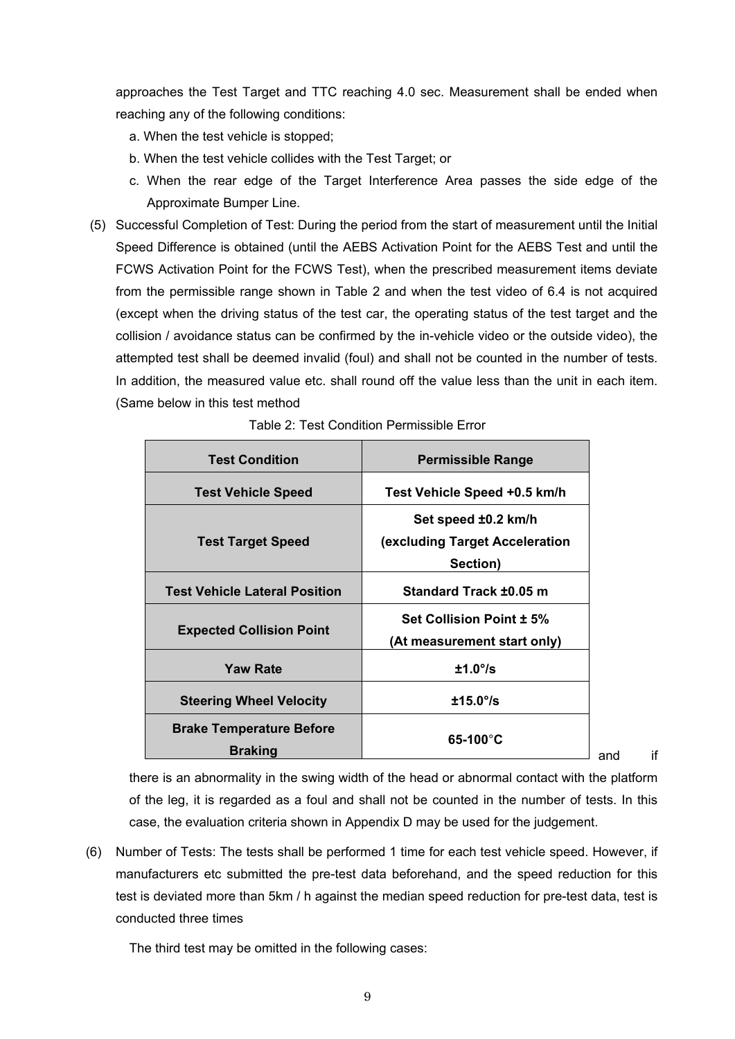approaches the Test Target and TTC reaching 4.0 sec. Measurement shall be ended when reaching any of the following conditions:

a. When the test vehicle is stopped;

b. When the test vehicle collides with the Test Target; or

c. When the rear edge of the Target Interference Area passes the side edge of the Approximate Bumper Line.

(5) Successful Completion of Test: During the period from the start of measurement until the Initial Speed Difference is obtained (until the AEBS Activation Point for the AEBS Test and until the FCWS Activation Point for the FCWS Test), when the prescribed measurement items deviate from the permissible range shown in Table 2 and when the test video of 6.4 is not acquired (except when the driving status of the test car, the operating status of the test target and the collision / avoidance status can be confirmed by the in-vehicle video or the outside video), the attempted test shall be deemed invalid (foul) and shall not be counted in the number of tests. In addition, the measured value etc. shall round off the value less than the unit in each item. (Same below in this test method

Table 2: Test Condition Permissible Error

| Test Condition | Permissible Range |
|---|---|
| Test Vehicle Speed | Test Vehicle Speed +0.5 km/h |
| Test Target Speed | Set speed ±0.2 km/h (excluding Target Acceleration Section) |
| Test Vehicle Lateral Position | Standard Track ±0.05 m |
| Expected Collision Point | Set Collision Point ± 5% (At measurement start only) |
| Yaw Rate | ±1.0°/s |
| Steering Wheel Velocity | ±15.0°/s |
| Brake Temperature Before Braking | 65-100°C |

and if there is an abnormality in the swing width of the head or abnormal contact with the platform of the leg, it is regarded as a foul and shall not be counted in the number of tests. In this case, the evaluation criteria shown in Appendix D may be used for the judgement.

(6) Number of Tests: The tests shall be performed 1 time for each test vehicle speed. However, if manufacturers etc submitted the pre-test data beforehand, and the speed reduction for this test is deviated more than 5km / h against the median speed reduction for pre-test data, test is conducted three times

The third test may be omitted in the following cases: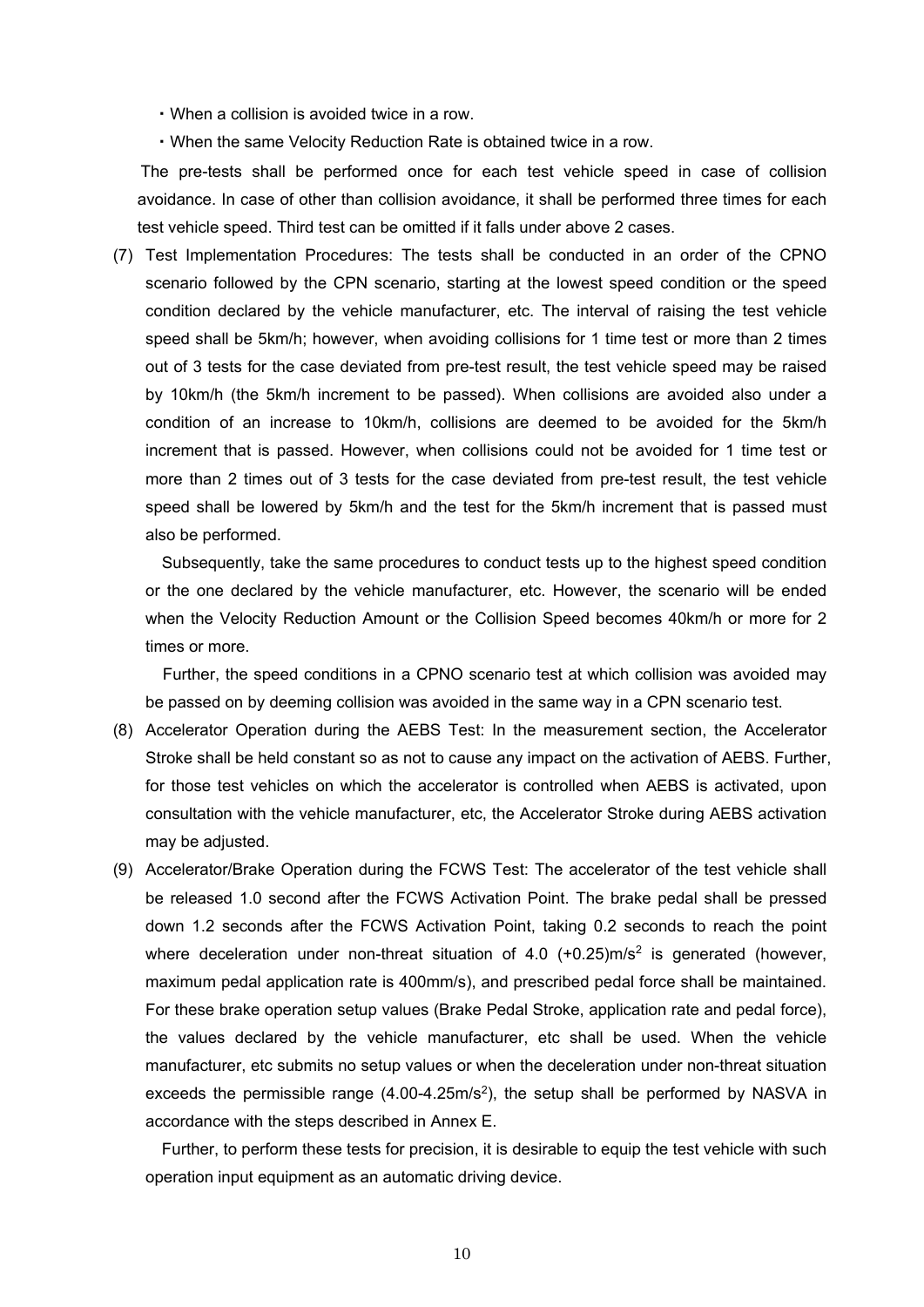・When a collision is avoided twice in a row.

・When the same Velocity Reduction Rate is obtained twice in a row.

The pre-tests shall be performed once for each test vehicle speed in case of collision avoidance. In case of other than collision avoidance, it shall be performed three times for each test vehicle speed. Third test can be omitted if it falls under above 2 cases.

(7) Test Implementation Procedures: The tests shall be conducted in an order of the CPNO scenario followed by the CPN scenario, starting at the lowest speed condition or the speed condition declared by the vehicle manufacturer, etc. The interval of raising the test vehicle speed shall be 5km/h; however, when avoiding collisions for 1 time test or more than 2 times out of 3 tests for the case deviated from pre-test result, the test vehicle speed may be raised by 10km/h (the 5km/h increment to be passed). When collisions are avoided also under a condition of an increase to 10km/h, collisions are deemed to be avoided for the 5km/h increment that is passed. However, when collisions could not be avoided for 1 time test or more than 2 times out of 3 tests for the case deviated from pre-test result, the test vehicle speed shall be lowered by 5km/h and the test for the 5km/h increment that is passed must also be performed.

Subsequently, take the same procedures to conduct tests up to the highest speed condition or the one declared by the vehicle manufacturer, etc. However, the scenario will be ended when the Velocity Reduction Amount or the Collision Speed becomes 40km/h or more for 2 times or more.

Further, the speed conditions in a CPNO scenario test at which collision was avoided may be passed on by deeming collision was avoided in the same way in a CPN scenario test.

(8) Accelerator Operation during the AEBS Test: In the measurement section, the Accelerator Stroke shall be held constant so as not to cause any impact on the activation of AEBS. Further, for those test vehicles on which the accelerator is controlled when AEBS is activated, upon consultation with the vehicle manufacturer, etc, the Accelerator Stroke during AEBS activation may be adjusted.

(9) Accelerator/Brake Operation during the FCWS Test: The accelerator of the test vehicle shall be released 1.0 second after the FCWS Activation Point. The brake pedal shall be pressed down 1.2 seconds after the FCWS Activation Point, taking 0.2 seconds to reach the point where deceleration under non-threat situation of 4.0 (+0.25)m/s$^2$ is generated (however, maximum pedal application rate is 400mm/s), and prescribed pedal force shall be maintained. For these brake operation setup values (Brake Pedal Stroke, application rate and pedal force), the values declared by the vehicle manufacturer, etc shall be used. When the vehicle manufacturer, etc submits no setup values or when the deceleration under non-threat situation exceeds the permissible range (4.00-4.25m/s$^2$), the setup shall be performed by NASVA in accordance with the steps described in Annex E.

Further, to perform these tests for precision, it is desirable to equip the test vehicle with such operation input equipment as an automatic driving device.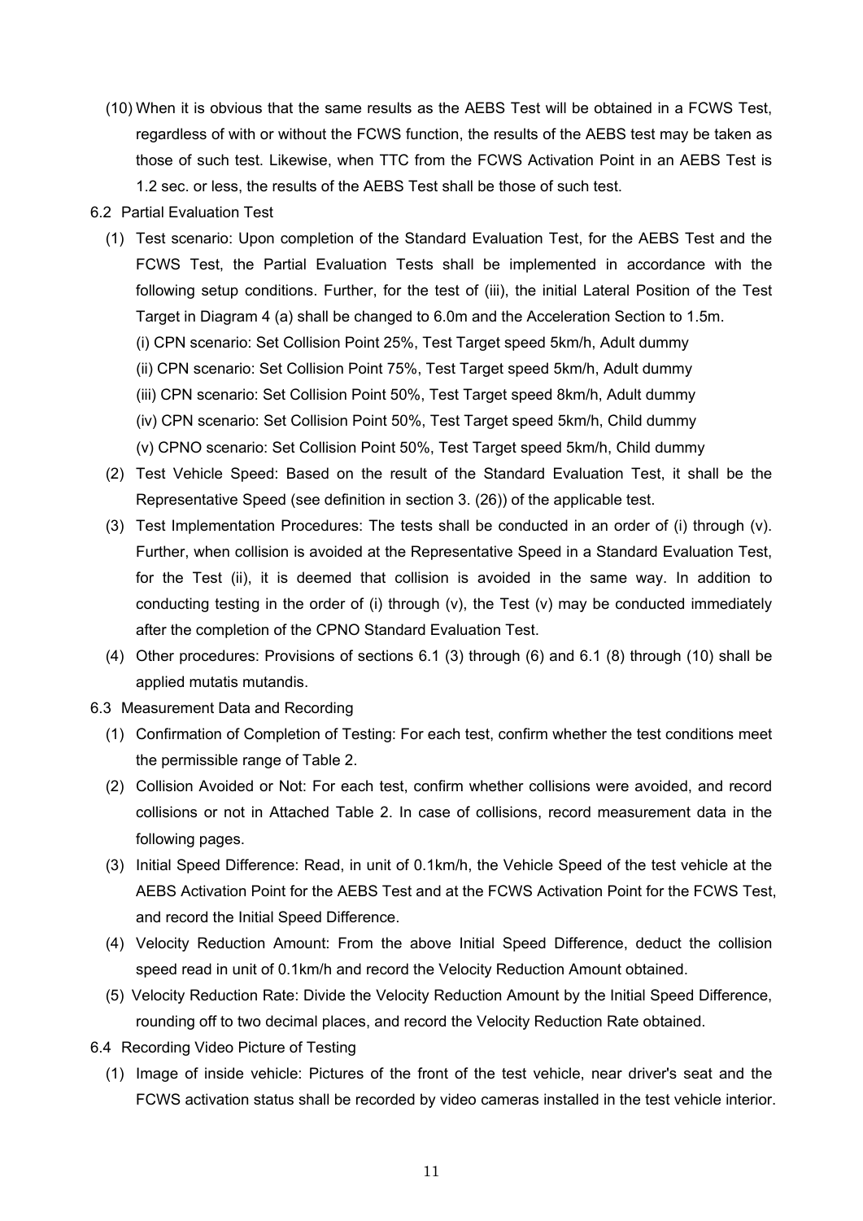(10) When it is obvious that the same results as the AEBS Test will be obtained in a FCWS Test, regardless of with or without the FCWS function, the results of the AEBS test may be taken as those of such test. Likewise, when TTC from the FCWS Activation Point in an AEBS Test is 1.2 sec. or less, the results of the AEBS Test shall be those of such test.

6.2 Partial Evaluation Test

(1) Test scenario: Upon completion of the Standard Evaluation Test, for the AEBS Test and the FCWS Test, the Partial Evaluation Tests shall be implemented in accordance with the following setup conditions. Further, for the test of (iii), the initial Lateral Position of the Test Target in Diagram 4 (a) shall be changed to 6.0m and the Acceleration Section to 1.5m.

(i) CPN scenario: Set Collision Point 25%, Test Target speed 5km/h, Adult dummy

(ii) CPN scenario: Set Collision Point 75%, Test Target speed 5km/h, Adult dummy

(iii) CPN scenario: Set Collision Point 50%, Test Target speed 8km/h, Adult dummy

(iv) CPN scenario: Set Collision Point 50%, Test Target speed 5km/h, Child dummy

(v) CPNO scenario: Set Collision Point 50%, Test Target speed 5km/h, Child dummy

(2) Test Vehicle Speed: Based on the result of the Standard Evaluation Test, it shall be the Representative Speed (see definition in section 3. (26)) of the applicable test.

(3) Test Implementation Procedures: The tests shall be conducted in an order of (i) through (v). Further, when collision is avoided at the Representative Speed in a Standard Evaluation Test, for the Test (ii), it is deemed that collision is avoided in the same way. In addition to conducting testing in the order of (i) through (v), the Test (v) may be conducted immediately after the completion of the CPNO Standard Evaluation Test.

(4) Other procedures: Provisions of sections 6.1 (3) through (6) and 6.1 (8) through (10) shall be applied mutatis mutandis.

6.3 Measurement Data and Recording

(1) Confirmation of Completion of Testing: For each test, confirm whether the test conditions meet the permissible range of Table 2.

(2) Collision Avoided or Not: For each test, confirm whether collisions were avoided, and record collisions or not in Attached Table 2. In case of collisions, record measurement data in the following pages.

(3) Initial Speed Difference: Read, in unit of 0.1km/h, the Vehicle Speed of the test vehicle at the AEBS Activation Point for the AEBS Test and at the FCWS Activation Point for the FCWS Test, and record the Initial Speed Difference.

(4) Velocity Reduction Amount: From the above Initial Speed Difference, deduct the collision speed read in unit of 0.1km/h and record the Velocity Reduction Amount obtained.

(5) Velocity Reduction Rate: Divide the Velocity Reduction Amount by the Initial Speed Difference, rounding off to two decimal places, and record the Velocity Reduction Rate obtained.

6.4 Recording Video Picture of Testing

(1) Image of inside vehicle: Pictures of the front of the test vehicle, near driver's seat and the FCWS activation status shall be recorded by video cameras installed in the test vehicle interior.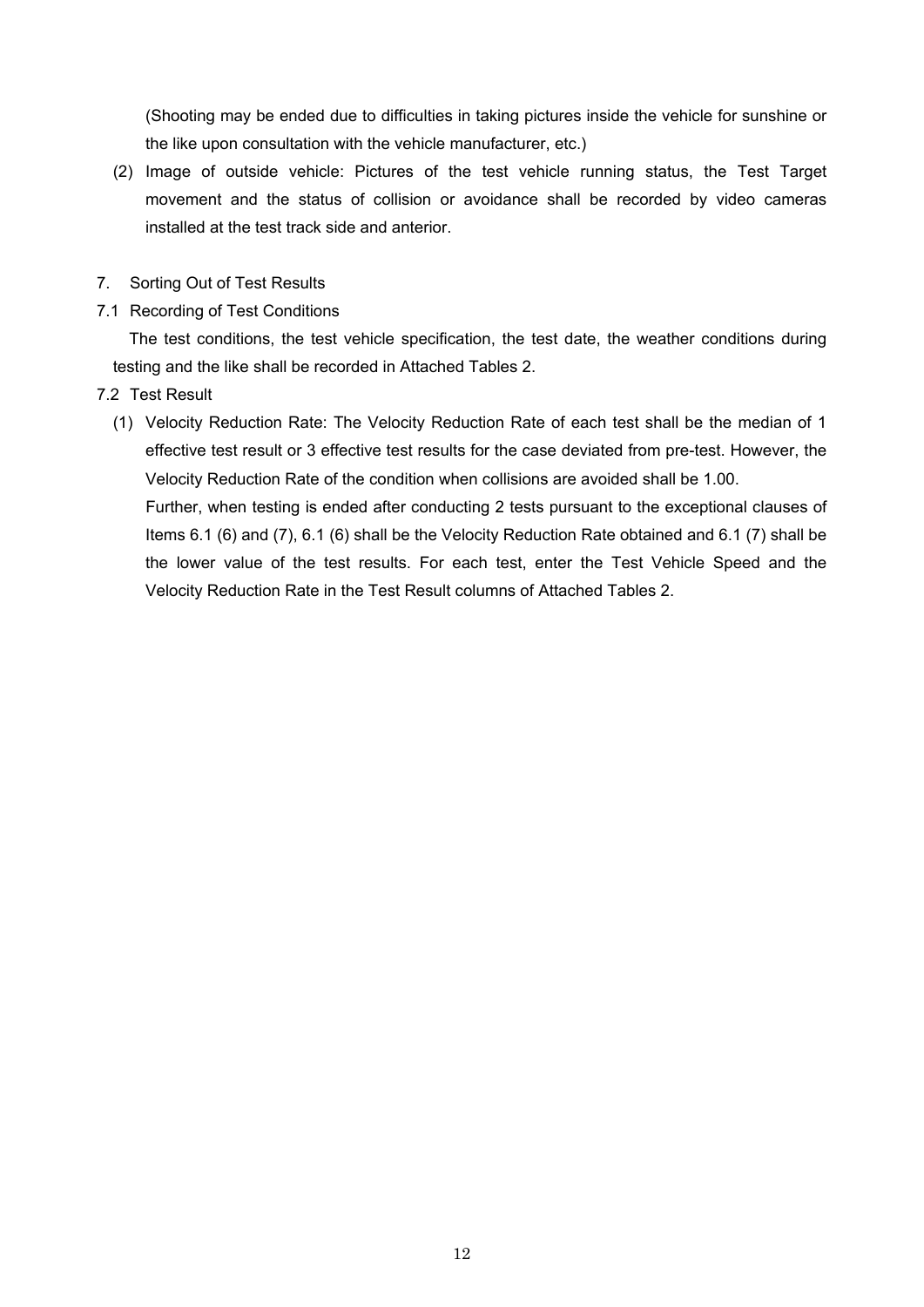(Shooting may be ended due to difficulties in taking pictures inside the vehicle for sunshine or the like upon consultation with the vehicle manufacturer, etc.)

(2) Image of outside vehicle: Pictures of the test vehicle running status, the Test Target movement and the status of collision or avoidance shall be recorded by video cameras installed at the test track side and anterior.

## 7. Sorting Out of Test Results

### 7.1 Recording of Test Conditions

The test conditions, the test vehicle specification, the test date, the weather conditions during testing and the like shall be recorded in Attached Tables 2.

### 7.2 Test Result

(1) Velocity Reduction Rate: The Velocity Reduction Rate of each test shall be the median of 1 effective test result or 3 effective test results for the case deviated from pre-test. However, the Velocity Reduction Rate of the condition when collisions are avoided shall be 1.00.

Further, when testing is ended after conducting 2 tests pursuant to the exceptional clauses of Items 6.1 (6) and (7), 6.1 (6) shall be the Velocity Reduction Rate obtained and 6.1 (7) shall be the lower value of the test results. For each test, enter the Test Vehicle Speed and the Velocity Reduction Rate in the Test Result columns of Attached Tables 2.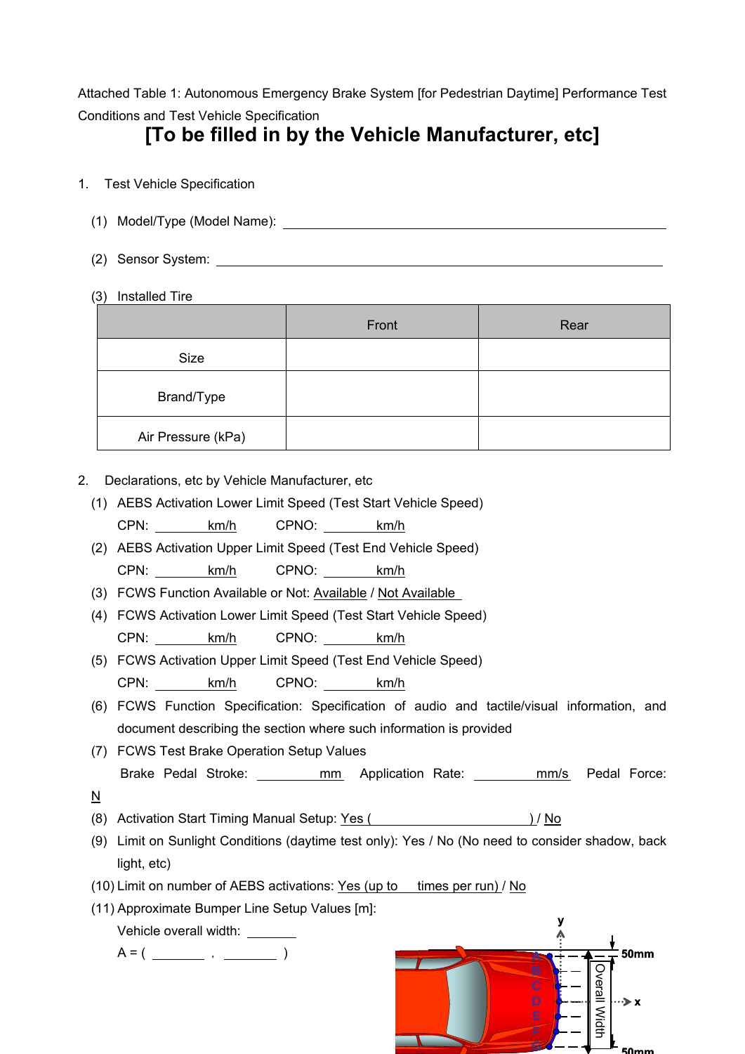Attached Table 1: Autonomous Emergency Brake System [for Pedestrian Daytime] Performance Test Conditions and Test Vehicle Specification

# [To be filled in by the Vehicle Manufacturer, etc]

1. Test Vehicle Specification

   (1) Model/Type (Model Name): ______________________________

   (2) Sensor System: ______________________________

   (3) Installed Tire

| | Front | Rear |
|---|---|---|
| Size | | |
| Brand/Type | | |
| Air Pressure (kPa) | | |

2. Declarations, etc by Vehicle Manufacturer, etc

   (1) AEBS Activation Lower Limit Speed (Test Start Vehicle Speed)
   CPN: ______ km/h CPNO: ______ km/h

   (2) AEBS Activation Upper Limit Speed (Test End Vehicle Speed)
   CPN: ______ km/h CPNO: ______ km/h

   (3) FCWS Function Available or Not: Available / Not Available

   (4) FCWS Activation Lower Limit Speed (Test Start Vehicle Speed)
   CPN: ______ km/h CPNO: ______ km/h

   (5) FCWS Activation Upper Limit Speed (Test End Vehicle Speed)
   CPN: ______ km/h CPNO: ______ km/h

   (6) FCWS Function Specification: Specification of audio and tactile/visual information, and document describing the section where such information is provided

   (7) FCWS Test Brake Operation Setup Values
   Brake Pedal Stroke: ______ mm Application Rate: ______ mm/s Pedal Force: N

   (8) Activation Start Timing Manual Setup: Yes ( ______________ ) / No

   (9) Limit on Sunlight Conditions (daytime test only): Yes / No (No need to consider shadow, back light, etc)

   (10) Limit on number of AEBS activations: Yes (up to ___ times per run) / No

   (11) Approximate Bumper Line Setup Values [m]:
   Vehicle overall width: ______
   A = ( ______ , ______ )

y

A B C D E F G

50mm

Overall Width

x

50mm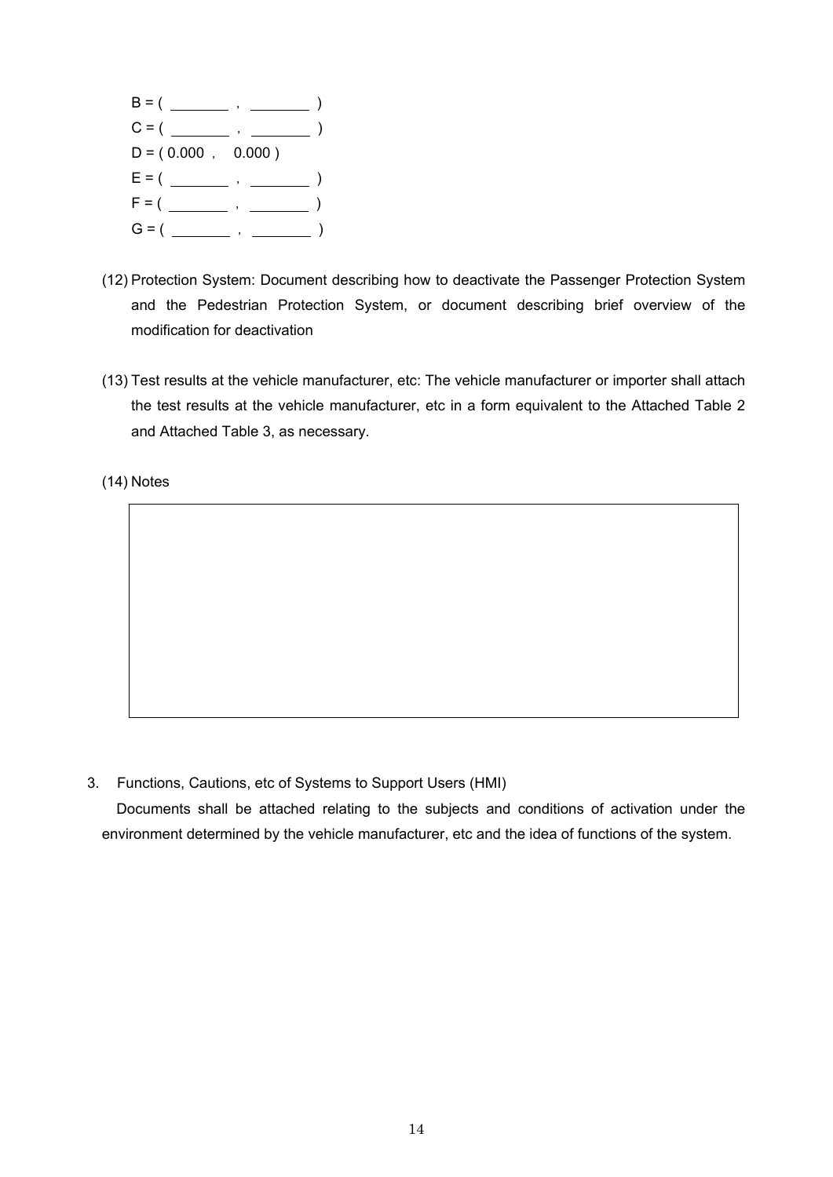B = ( ________ , ________ )

C = ( ________ , ________ )

D = ( 0.000 , 0.000 )

E = ( ________ , ________ )

F = ( ________ , ________ )

G = ( ________ , ________ )

(12) Protection System: Document describing how to deactivate the Passenger Protection System and the Pedestrian Protection System, or document describing brief overview of the modification for deactivation

(13) Test results at the vehicle manufacturer, etc: The vehicle manufacturer or importer shall attach the test results at the vehicle manufacturer, etc in a form equivalent to the Attached Table 2 and Attached Table 3, as necessary.

(14) Notes

|  |
|---|
|  |

3. Functions, Cautions, etc of Systems to Support Users (HMI)

Documents shall be attached relating to the subjects and conditions of activation under the environment determined by the vehicle manufacturer, etc and the idea of functions of the system.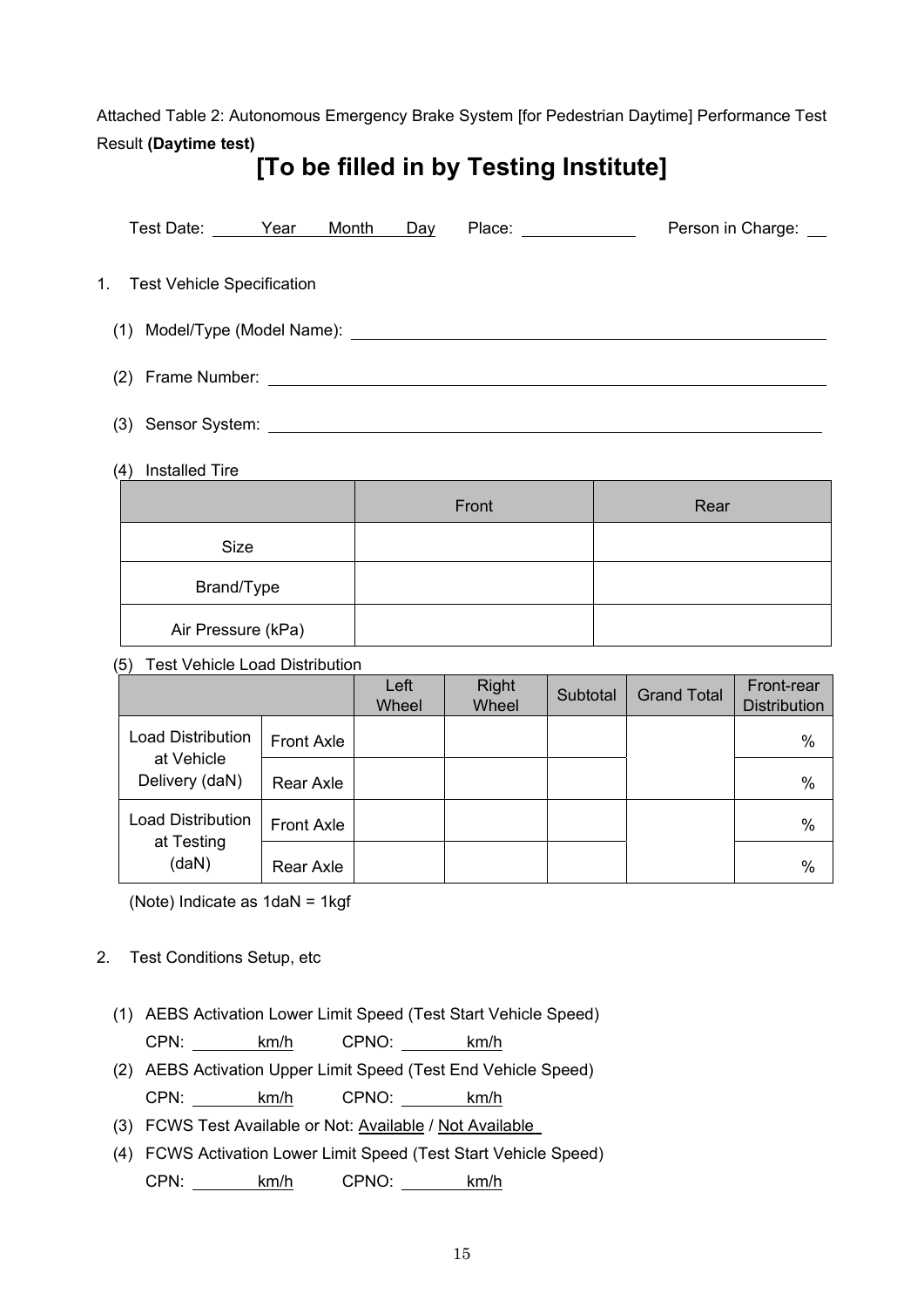Attached Table 2: Autonomous Emergency Brake System [for Pedestrian Daytime] Performance Test Result **(Daytime test)**

# [To be filled in by Testing Institute]

Test Date: ____ Year ____ Month ____ Day    Place: ____________    Person in Charge: ____

1. Test Vehicle Specification

   (1) Model/Type (Model Name): ______________________________

   (2) Frame Number: ______________________________

   (3) Sensor System: ______________________________

   (4) Installed Tire

| | Front | Rear |
|---|---|---|
| Size | | |
| Brand/Type | | |
| Air Pressure (kPa) | | |

   (5) Test Vehicle Load Distribution

| | | Left Wheel | Right Wheel | Subtotal | Grand Total | Front-rear Distribution |
|---|---|---|---|---|---|---|
| Load Distribution at Vehicle Delivery (daN) | Front Axle | | | | | % |
| | Rear Axle | | | | | % |
| Load Distribution at Testing (daN) | Front Axle | | | | | % |
| | Rear Axle | | | | | % |

(Note) Indicate as 1daN = 1kgf

2. Test Conditions Setup, etc

   (1) AEBS Activation Lower Limit Speed (Test Start Vehicle Speed)
   CPN: ______ km/h    CPNO: ______ km/h

   (2) AEBS Activation Upper Limit Speed (Test End Vehicle Speed)
   CPN: ______ km/h    CPNO: ______ km/h

   (3) FCWS Test Available or Not: Available / Not Available

   (4) FCWS Activation Lower Limit Speed (Test Start Vehicle Speed)
   CPN: ______ km/h    CPNO: ______ km/h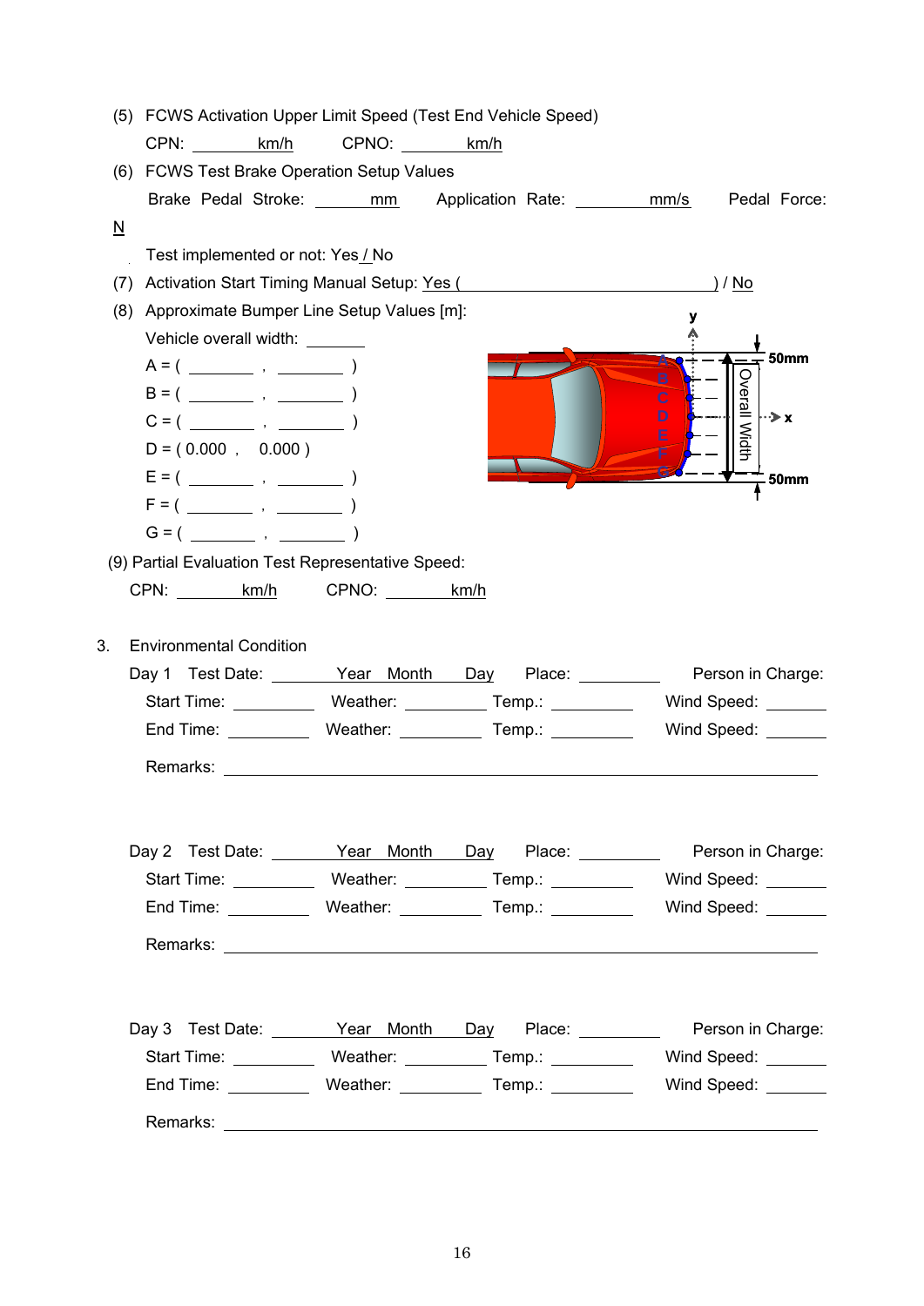(5) FCWS Activation Upper Limit Speed (Test End Vehicle Speed)

CPN: ________ km/h    CPNO: ________ km/h

(6) FCWS Test Brake Operation Setup Values

Brake Pedal Stroke: ______ mm    Application Rate: ________ mm/s    Pedal Force: ______ N

Test implemented or not: Yes / No

(7) Activation Start Timing Manual Setup: Yes ( ______________________________ ) / No

(8) Approximate Bumper Line Setup Values [m]:

Vehicle overall width: _______

A = ( _______ , _______ )

B = ( _______ , _______ )

C = ( _______ , _______ )

D = ( 0.000 , 0.000 )

E = ( _______ , _______ )

F = ( _______ , _______ )

G = ( _______ , _______ )

(9) Partial Evaluation Test Representative Speed:

CPN: ________ km/h    CPNO: ________ km/h

3. Environmental Condition

Day 1 Test Date: ________ Year Month Day Place: __________ Person in Charge:

Start Time: __________ Weather: __________ Temp.: __________ Wind Speed: _______

End Time: __________ Weather: __________ Temp.: __________ Wind Speed: _______

Remarks: ______________________________________________________________

Day 2 Test Date: ________ Year Month Day Place: __________ Person in Charge:

Start Time: __________ Weather: __________ Temp.: __________ Wind Speed: _______

End Time: __________ Weather: __________ Temp.: __________ Wind Speed: _______

Remarks: ______________________________________________________________

Day 3 Test Date: ________ Year Month Day Place: __________ Person in Charge:

Start Time: __________ Weather: __________ Temp.: __________ Wind Speed: _______

End Time: __________ Weather: __________ Temp.: __________ Wind Speed: _______

Remarks: ______________________________________________________________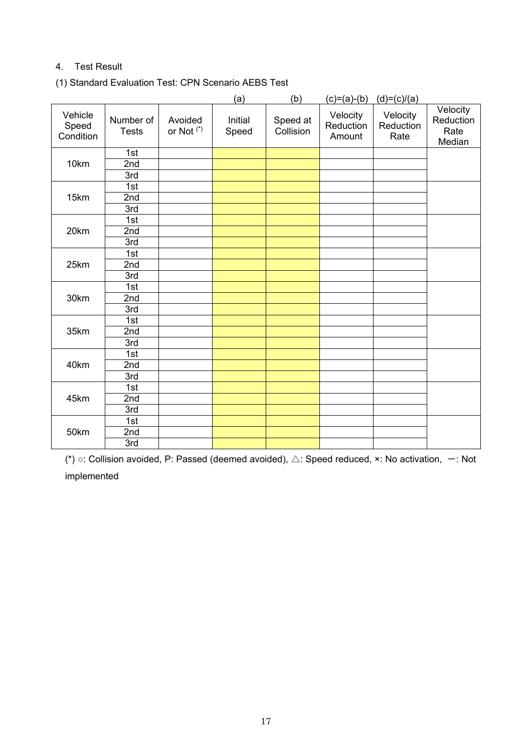## 4. Test Result

### (1) Standard Evaluation Test: CPN Scenario AEBS Test

| Vehicle Speed Condition | Number of Tests | Avoided or Not (*) | (a) Initial Speed | (b) Speed at Collision | (c)=(a)-(b) Velocity Reduction Amount | (d)=(c)/(a) Velocity Reduction Rate | Velocity Reduction Rate Median |
|---|---|---|---|---|---|---|---|
| 10km | 1st | | | | | | |
| | 2nd | | | | | | |
| | 3rd | | | | | | |
| 15km | 1st | | | | | | |
| | 2nd | | | | | | |
| | 3rd | | | | | | |
| 20km | 1st | | | | | | |
| | 2nd | | | | | | |
| | 3rd | | | | | | |
| 25km | 1st | | | | | | |
| | 2nd | | | | | | |
| | 3rd | | | | | | |
| 30km | 1st | | | | | | |
| | 2nd | | | | | | |
| | 3rd | | | | | | |
| 35km | 1st | | | | | | |
| | 2nd | | | | | | |
| | 3rd | | | | | | |
| 40km | 1st | | | | | | |
| | 2nd | | | | | | |
| | 3rd | | | | | | |
| 45km | 1st | | | | | | |
| | 2nd | | | | | | |
| | 3rd | | | | | | |
| 50km | 1st | | | | | | |
| | 2nd | | | | | | |
| | 3rd | | | | | | |

(*) ○: Collision avoided, P: Passed (deemed avoided), △: Speed reduced, ×: No activation, ー: Not implemented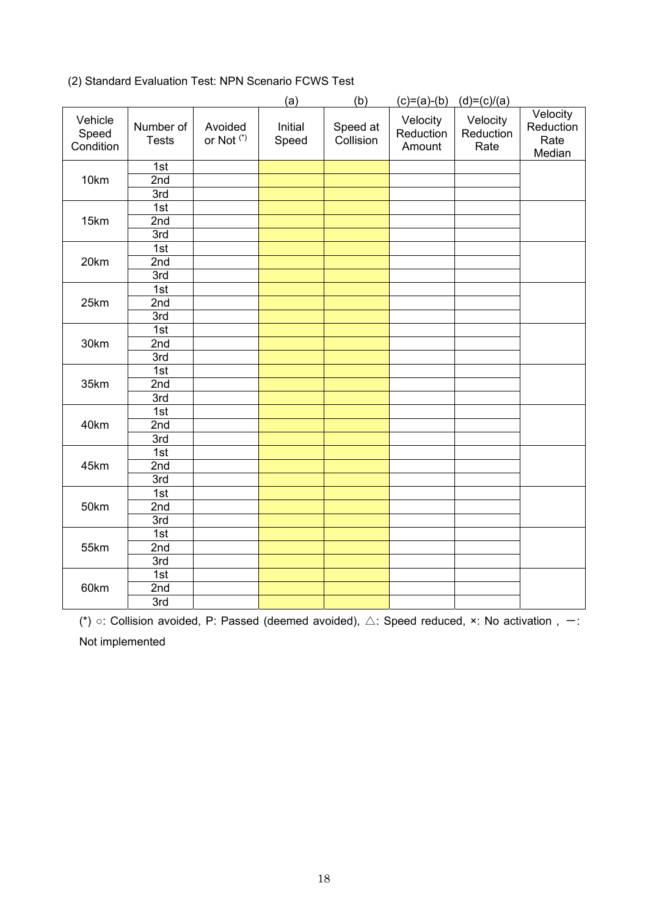(2) Standard Evaluation Test: NPN Scenario FCWS Test

| Vehicle Speed Condition | Number of Tests | Avoided or Not (*) | (a) Initial Speed | (b) Speed at Collision | (c)=(a)-(b) Velocity Reduction Amount | (d)=(c)/(a) Velocity Reduction Rate | Velocity Reduction Rate Median |
|---|---|---|---|---|---|---|---|
| 10km | 1st | | | | | | |
| | 2nd | | | | | | |
| | 3rd | | | | | | |
| 15km | 1st | | | | | | |
| | 2nd | | | | | | |
| | 3rd | | | | | | |
| 20km | 1st | | | | | | |
| | 2nd | | | | | | |
| | 3rd | | | | | | |
| 25km | 1st | | | | | | |
| | 2nd | | | | | | |
| | 3rd | | | | | | |
| 30km | 1st | | | | | | |
| | 2nd | | | | | | |
| | 3rd | | | | | | |
| 35km | 1st | | | | | | |
| | 2nd | | | | | | |
| | 3rd | | | | | | |
| 40km | 1st | | | | | | |
| | 2nd | | | | | | |
| | 3rd | | | | | | |
| 45km | 1st | | | | | | |
| | 2nd | | | | | | |
| | 3rd | | | | | | |
| 50km | 1st | | | | | | |
| | 2nd | | | | | | |
| | 3rd | | | | | | |
| 55km | 1st | | | | | | |
| | 2nd | | | | | | |
| | 3rd | | | | | | |
| 60km | 1st | | | | | | |
| | 2nd | | | | | | |
| | 3rd | | | | | | |

(*) ○: Collision avoided, P: Passed (deemed avoided), △: Speed reduced, ×: No activation , －: Not implemented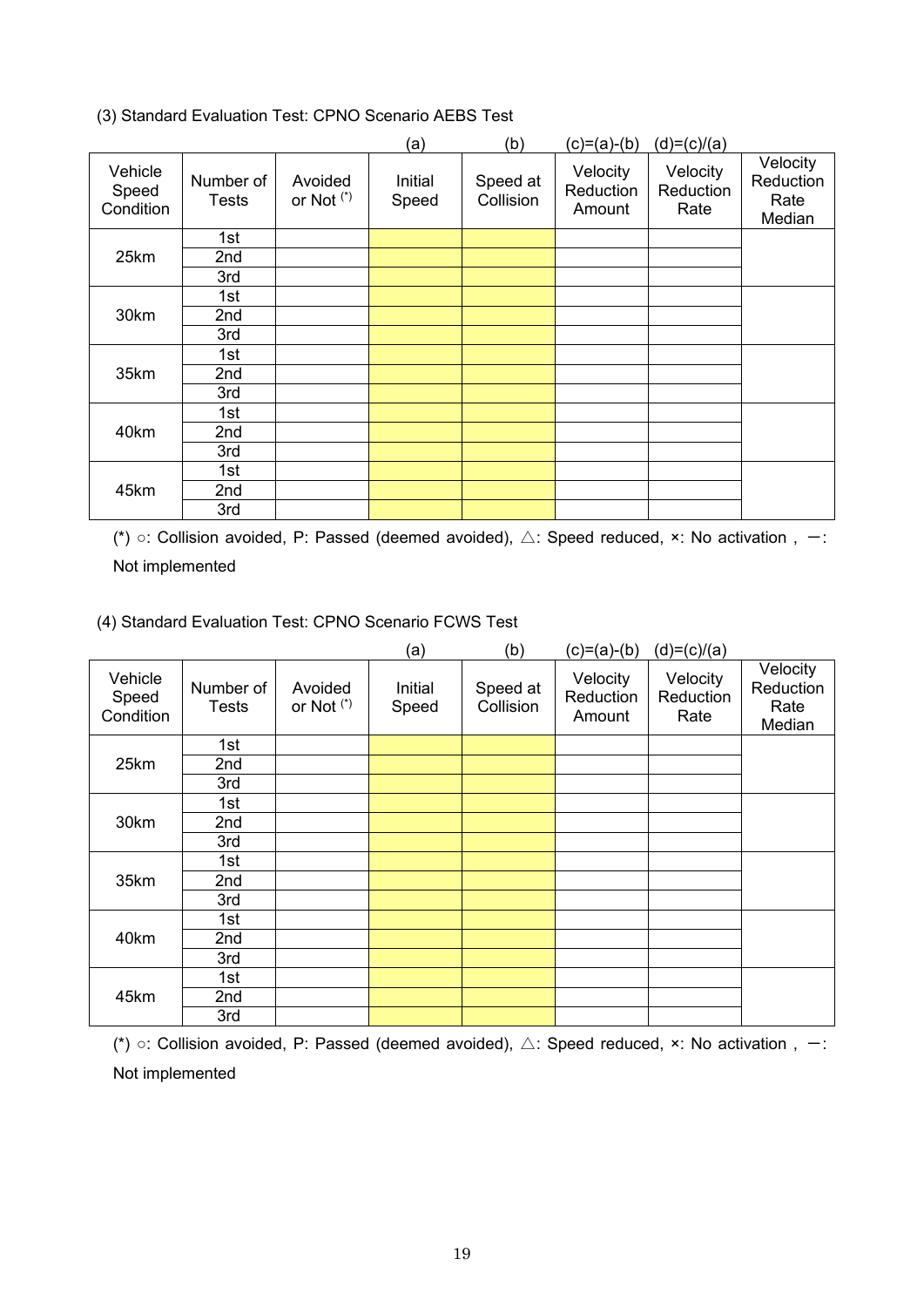(3) Standard Evaluation Test: CPNO Scenario AEBS Test

| Vehicle Speed Condition | Number of Tests | Avoided or Not (*) | (a) Initial Speed | (b) Speed at Collision | (c)=(a)-(b) Velocity Reduction Amount | (d)=(c)/(a) Velocity Reduction Rate | Velocity Reduction Rate Median |
|---|---|---|---|---|---|---|---|
| 25km | 1st | | | | | | |
| | 2nd | | | | | | |
| | 3rd | | | | | | |
| 30km | 1st | | | | | | |
| | 2nd | | | | | | |
| | 3rd | | | | | | |
| 35km | 1st | | | | | | |
| | 2nd | | | | | | |
| | 3rd | | | | | | |
| 40km | 1st | | | | | | |
| | 2nd | | | | | | |
| | 3rd | | | | | | |
| 45km | 1st | | | | | | |
| | 2nd | | | | | | |
| | 3rd | | | | | | |

(*) ○: Collision avoided, P: Passed (deemed avoided), △: Speed reduced, ×: No activation , ー: Not implemented

(4) Standard Evaluation Test: CPNO Scenario FCWS Test

| Vehicle Speed Condition | Number of Tests | Avoided or Not (*) | (a) Initial Speed | (b) Speed at Collision | (c)=(a)-(b) Velocity Reduction Amount | (d)=(c)/(a) Velocity Reduction Rate | Velocity Reduction Rate Median |
|---|---|---|---|---|---|---|---|
| 25km | 1st | | | | | | |
| | 2nd | | | | | | |
| | 3rd | | | | | | |
| 30km | 1st | | | | | | |
| | 2nd | | | | | | |
| | 3rd | | | | | | |
| 35km | 1st | | | | | | |
| | 2nd | | | | | | |
| | 3rd | | | | | | |
| 40km | 1st | | | | | | |
| | 2nd | | | | | | |
| | 3rd | | | | | | |
| 45km | 1st | | | | | | |
| | 2nd | | | | | | |
| | 3rd | | | | | | |

(*) ○: Collision avoided, P: Passed (deemed avoided), △: Speed reduced, ×: No activation , ー: Not implemented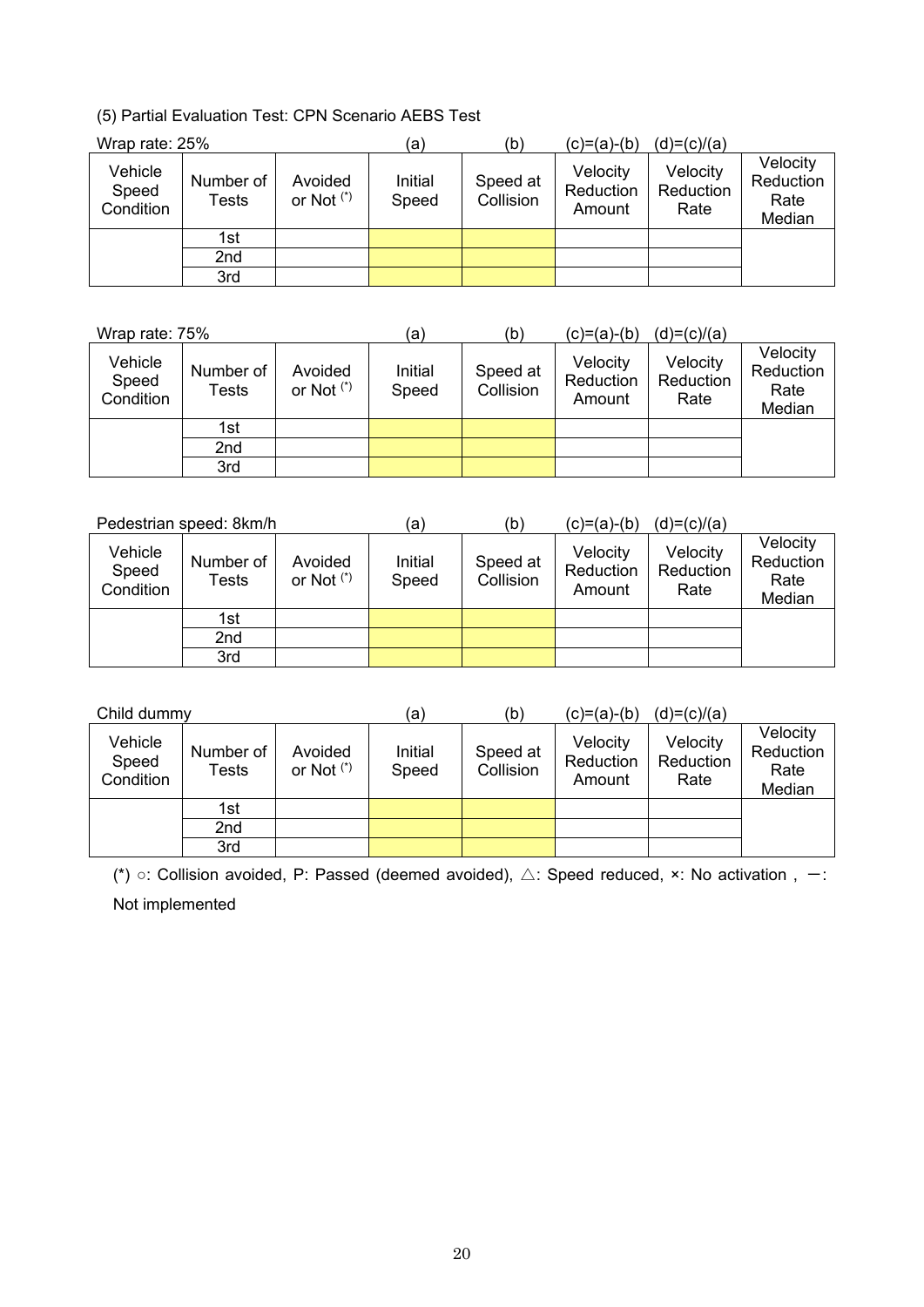(5) Partial Evaluation Test: CPN Scenario AEBS Test

Wrap rate: 25%

| Vehicle Speed Condition | Number of Tests | Avoided or Not (*) | Initial Speed (a) | Speed at Collision (b) | Velocity Reduction Amount (c)=(a)-(b) | Velocity Reduction Rate (d)=(c)/(a) | Velocity Reduction Rate Median |
|---|---|---|---|---|---|---|---|
| | 1st | | | | | | |
| | 2nd | | | | | | |
| | 3rd | | | | | | |

Wrap rate: 75%

| Vehicle Speed Condition | Number of Tests | Avoided or Not (*) | Initial Speed (a) | Speed at Collision (b) | Velocity Reduction Amount (c)=(a)-(b) | Velocity Reduction Rate (d)=(c)/(a) | Velocity Reduction Rate Median |
|---|---|---|---|---|---|---|---|
| | 1st | | | | | | |
| | 2nd | | | | | | |
| | 3rd | | | | | | |

Pedestrian speed: 8km/h

| Vehicle Speed Condition | Number of Tests | Avoided or Not (*) | Initial Speed (a) | Speed at Collision (b) | Velocity Reduction Amount (c)=(a)-(b) | Velocity Reduction Rate (d)=(c)/(a) | Velocity Reduction Rate Median |
|---|---|---|---|---|---|---|---|
| | 1st | | | | | | |
| | 2nd | | | | | | |
| | 3rd | | | | | | |

Child dummy

| Vehicle Speed Condition | Number of Tests | Avoided or Not (*) | Initial Speed (a) | Speed at Collision (b) | Velocity Reduction Amount (c)=(a)-(b) | Velocity Reduction Rate (d)=(c)/(a) | Velocity Reduction Rate Median |
|---|---|---|---|---|---|---|---|
| | 1st | | | | | | |
| | 2nd | | | | | | |
| | 3rd | | | | | | |

(*) ○: Collision avoided, P: Passed (deemed avoided), △: Speed reduced, ×: No activation , ー: Not implemented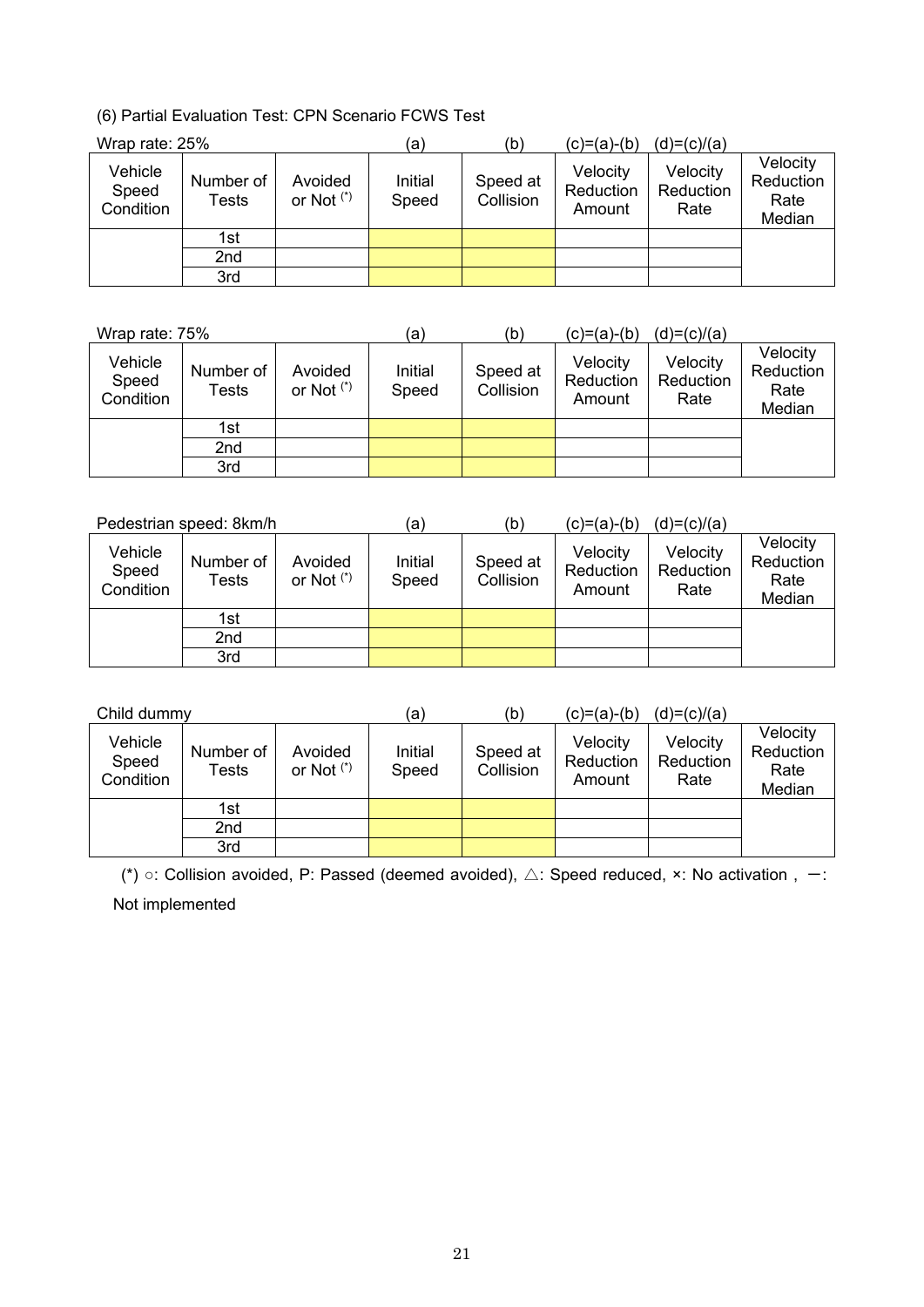(6) Partial Evaluation Test: CPN Scenario FCWS Test

Wrap rate: 25%

| Vehicle Speed Condition | Number of Tests | Avoided or Not (*) | Initial Speed (a) | Speed at Collision (b) | Velocity Reduction Amount (c)=(a)-(b) | Velocity Reduction Rate (d)=(c)/(a) | Velocity Reduction Rate Median |
|---|---|---|---|---|---|---|---|
| | 1st | | | | | | |
| | 2nd | | | | | | |
| | 3rd | | | | | | |

Wrap rate: 75%

| Vehicle Speed Condition | Number of Tests | Avoided or Not (*) | Initial Speed (a) | Speed at Collision (b) | Velocity Reduction Amount (c)=(a)-(b) | Velocity Reduction Rate (d)=(c)/(a) | Velocity Reduction Rate Median |
|---|---|---|---|---|---|---|---|
| | 1st | | | | | | |
| | 2nd | | | | | | |
| | 3rd | | | | | | |

Pedestrian speed: 8km/h

| Vehicle Speed Condition | Number of Tests | Avoided or Not (*) | Initial Speed (a) | Speed at Collision (b) | Velocity Reduction Amount (c)=(a)-(b) | Velocity Reduction Rate (d)=(c)/(a) | Velocity Reduction Rate Median |
|---|---|---|---|---|---|---|---|
| | 1st | | | | | | |
| | 2nd | | | | | | |
| | 3rd | | | | | | |

Child dummy

| Vehicle Speed Condition | Number of Tests | Avoided or Not (*) | Initial Speed (a) | Speed at Collision (b) | Velocity Reduction Amount (c)=(a)-(b) | Velocity Reduction Rate (d)=(c)/(a) | Velocity Reduction Rate Median |
|---|---|---|---|---|---|---|---|
| | 1st | | | | | | |
| | 2nd | | | | | | |
| | 3rd | | | | | | |

(*) ○: Collision avoided, P: Passed (deemed avoided), △: Speed reduced, ×: No activation , －: Not implemented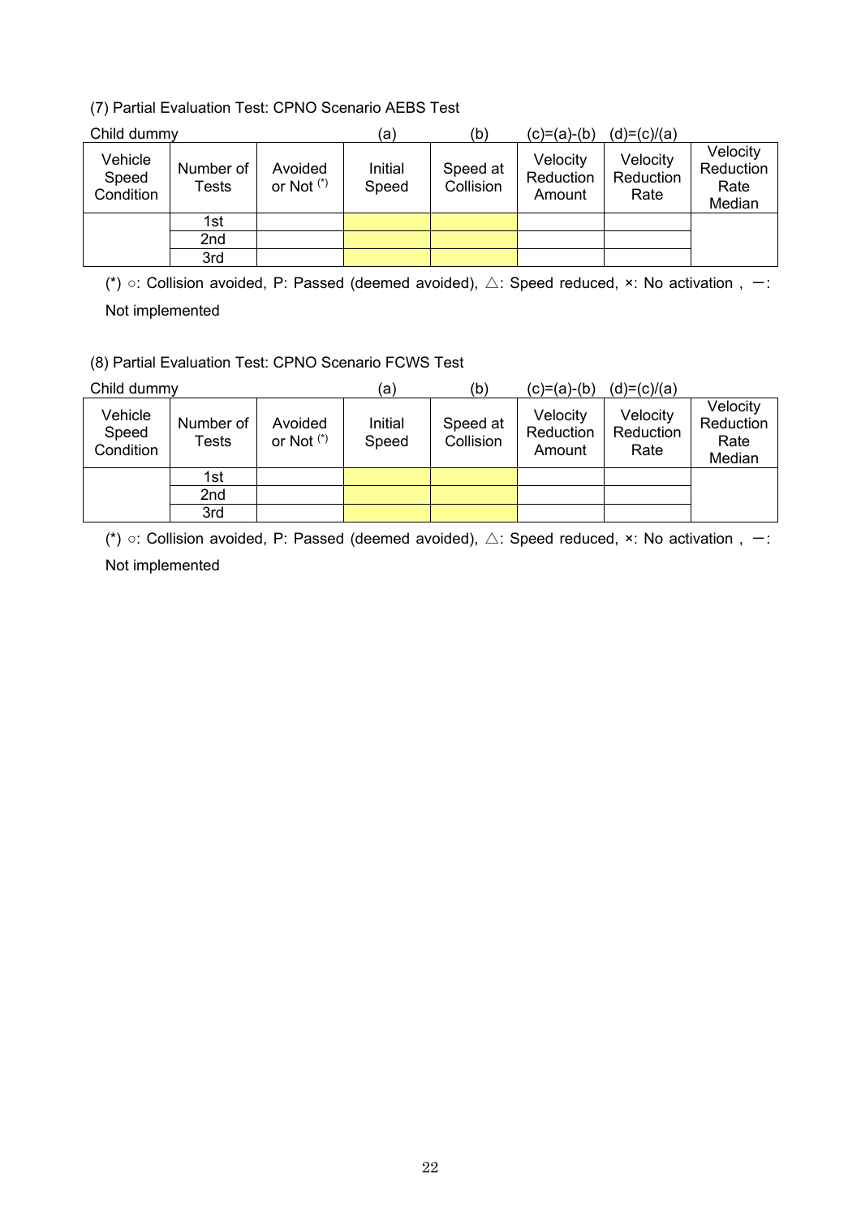(7) Partial Evaluation Test: CPNO Scenario AEBS Test

Child dummy

| Vehicle Speed Condition | Number of Tests | Avoided or Not (*) | Initial Speed | Speed at Collision | Velocity Reduction Amount | Velocity Reduction Rate | Velocity Reduction Rate Median |
|---|---|---|---|---|---|---|---|
| | | | (a) | (b) | (c)=(a)-(b) | (d)=(c)/(a) | |
| | 1st | | | | | | |
| | 2nd | | | | | | |
| | 3rd | | | | | | |

(*) ○: Collision avoided, P: Passed (deemed avoided), △: Speed reduced, ×: No activation , ー: Not implemented

(8) Partial Evaluation Test: CPNO Scenario FCWS Test

Child dummy

| Vehicle Speed Condition | Number of Tests | Avoided or Not (*) | Initial Speed | Speed at Collision | Velocity Reduction Amount | Velocity Reduction Rate | Velocity Reduction Rate Median |
|---|---|---|---|---|---|---|---|
| | | | (a) | (b) | (c)=(a)-(b) | (d)=(c)/(a) | |
| | 1st | | | | | | |
| | 2nd | | | | | | |
| | 3rd | | | | | | |

(*) ○: Collision avoided, P: Passed (deemed avoided), △: Speed reduced, ×: No activation , ー: Not implemented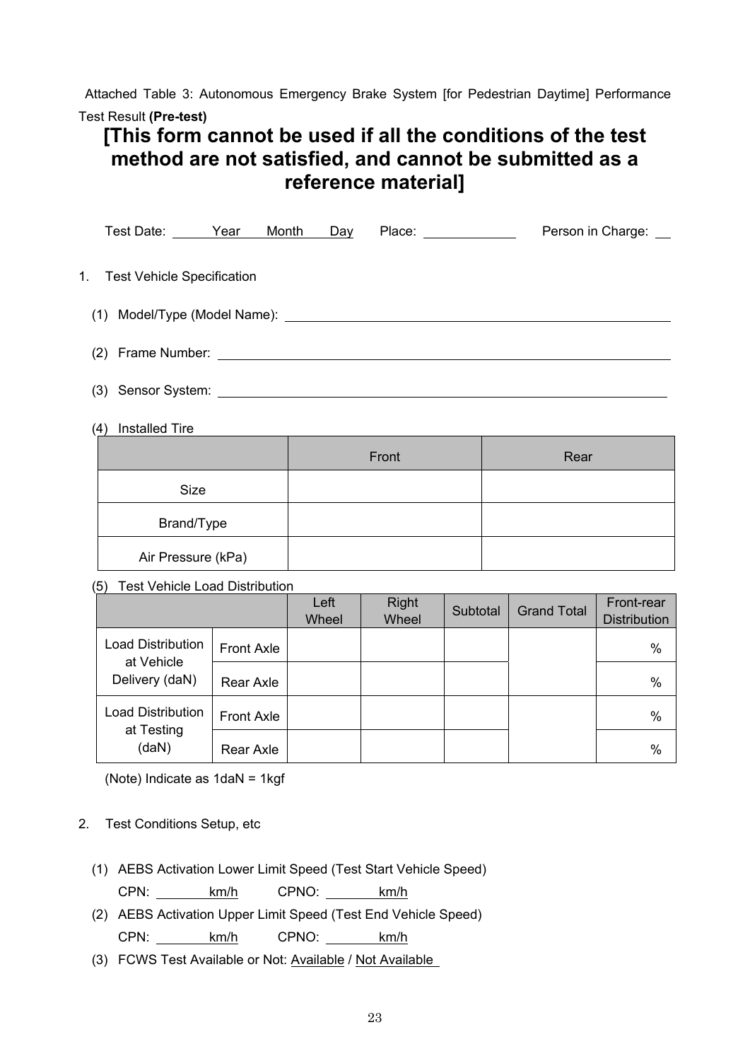Attached Table 3: Autonomous Emergency Brake System [for Pedestrian Daytime] Performance Test Result **(Pre-test)**

# [This form cannot be used if all the conditions of the test method are not satisfied, and cannot be submitted as a reference material]

Test Date: ______ Year ______ Month ______ Day  Place: ____________  Person in Charge: ____

1. Test Vehicle Specification

   (1) Model/Type (Model Name): ______________________________

   (2) Frame Number: ______________________________

   (3) Sensor System: ______________________________

   (4) Installed Tire

| | Front | Rear |
|---|---|---|
| Size | | |
| Brand/Type | | |
| Air Pressure (kPa) | | |

   (5) Test Vehicle Load Distribution

| | | Left Wheel | Right Wheel | Subtotal | Grand Total | Front-rear Distribution |
|---|---|---|---|---|---|---|
| Load Distribution at Vehicle Delivery (daN) | Front Axle | | | | | % |
| | Rear Axle | | | | | % |
| Load Distribution at Testing (daN) | Front Axle | | | | | % |
| | Rear Axle | | | | | % |

(Note) Indicate as 1daN = 1kgf

2. Test Conditions Setup, etc

   (1) AEBS Activation Lower Limit Speed (Test Start Vehicle Speed)
   CPN: ______ km/h  CPNO: ______ km/h

   (2) AEBS Activation Upper Limit Speed (Test End Vehicle Speed)
   CPN: ______ km/h  CPNO: ______ km/h

   (3) FCWS Test Available or Not: Available / Not Available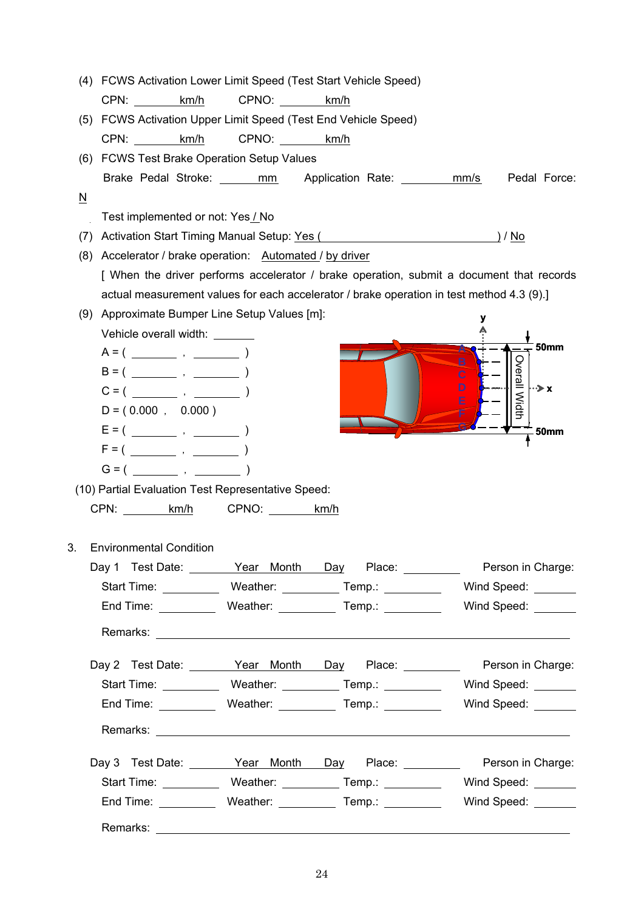(4) FCWS Activation Lower Limit Speed (Test Start Vehicle Speed)

CPN: ________ km/h    CPNO: ________ km/h

(5) FCWS Activation Upper Limit Speed (Test End Vehicle Speed)

CPN: ________ km/h    CPNO: ________ km/h

(6) FCWS Test Brake Operation Setup Values

Brake Pedal Stroke: ________ mm    Application Rate: ________ mm/s    Pedal Force: N

Test implemented or not: Yes / No

(7) Activation Start Timing Manual Setup: Yes ( ________________________________ ) / No

(8) Accelerator / brake operation: Automated / by driver

[ When the driver performs accelerator / brake operation, submit a document that records actual measurement values for each accelerator / brake operation in test method 4.3 (9).]

(9) Approximate Bumper Line Setup Values [m]:

Vehicle overall width: ________

A = ( ________ , ________ )

B = ( ________ , ________ )

C = ( ________ , ________ )

D = ( 0.000 , 0.000 )

E = ( ________ , ________ )

F = ( ________ , ________ )

G = ( ________ , ________ )

(10) Partial Evaluation Test Representative Speed:

CPN: ________ km/h    CPNO: ________ km/h

3. Environmental Condition

Day 1 Test Date: ________ Year Month Day Place: ________ Person in Charge:

Start Time: ________ Weather: ________ Temp.: ________ Wind Speed: ________

End Time: ________ Weather: ________ Temp.: ________ Wind Speed: ________

Remarks: ______________________________________________

Day 2 Test Date: ________ Year Month Day Place: ________ Person in Charge:

Start Time: ________ Weather: ________ Temp.: ________ Wind Speed: ________

End Time: ________ Weather: ________ Temp.: ________ Wind Speed: ________

Remarks: ______________________________________________

Day 3 Test Date: ________ Year Month Day Place: ________ Person in Charge:

Start Time: ________ Weather: ________ Temp.: ________ Wind Speed: ________

End Time: ________ Weather: ________ Temp.: ________ Wind Speed: ________

Remarks: ______________________________________________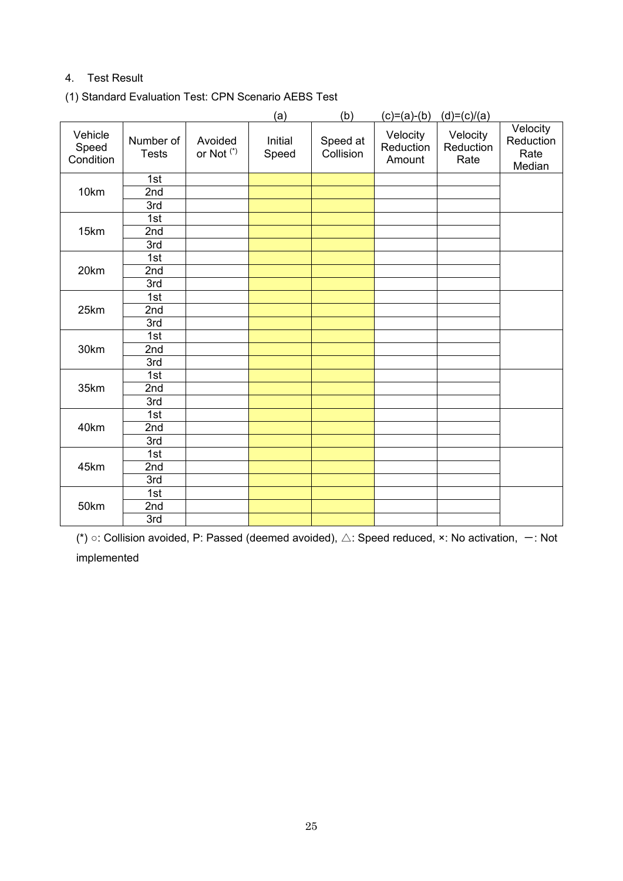4. Test Result

(1) Standard Evaluation Test: CPN Scenario AEBS Test

| Vehicle Speed Condition | Number of Tests | Avoided or Not (*) | (a) Initial Speed | (b) Speed at Collision | (c)=(a)-(b) Velocity Reduction Amount | (d)=(c)/(a) Velocity Reduction Rate | Velocity Reduction Rate Median |
|---|---|---|---|---|---|---|---|
| 10km | 1st | | | | | | |
| | 2nd | | | | | | |
| | 3rd | | | | | | |
| 15km | 1st | | | | | | |
| | 2nd | | | | | | |
| | 3rd | | | | | | |
| 20km | 1st | | | | | | |
| | 2nd | | | | | | |
| | 3rd | | | | | | |
| 25km | 1st | | | | | | |
| | 2nd | | | | | | |
| | 3rd | | | | | | |
| 30km | 1st | | | | | | |
| | 2nd | | | | | | |
| | 3rd | | | | | | |
| 35km | 1st | | | | | | |
| | 2nd | | | | | | |
| | 3rd | | | | | | |
| 40km | 1st | | | | | | |
| | 2nd | | | | | | |
| | 3rd | | | | | | |
| 45km | 1st | | | | | | |
| | 2nd | | | | | | |
| | 3rd | | | | | | |
| 50km | 1st | | | | | | |
| | 2nd | | | | | | |
| | 3rd | | | | | | |

(*) ○: Collision avoided, P: Passed (deemed avoided), △: Speed reduced, ×: No activation, ー: Not implemented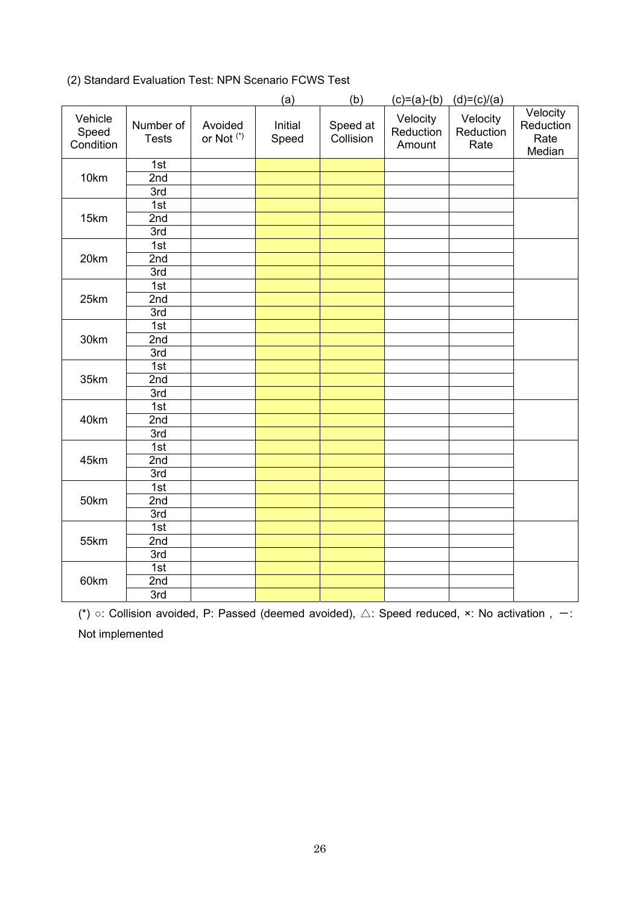(2) Standard Evaluation Test: NPN Scenario FCWS Test

| Vehicle Speed Condition | Number of Tests | Avoided or Not (*) | (a) Initial Speed | (b) Speed at Collision | (c)=(a)-(b) Velocity Reduction Amount | (d)=(c)/(a) Velocity Reduction Rate | Velocity Reduction Rate Median |
|---|---|---|---|---|---|---|---|
| 10km | 1st | | | | | | |
| | 2nd | | | | | | |
| | 3rd | | | | | | |
| 15km | 1st | | | | | | |
| | 2nd | | | | | | |
| | 3rd | | | | | | |
| 20km | 1st | | | | | | |
| | 2nd | | | | | | |
| | 3rd | | | | | | |
| 25km | 1st | | | | | | |
| | 2nd | | | | | | |
| | 3rd | | | | | | |
| 30km | 1st | | | | | | |
| | 2nd | | | | | | |
| | 3rd | | | | | | |
| 35km | 1st | | | | | | |
| | 2nd | | | | | | |
| | 3rd | | | | | | |
| 40km | 1st | | | | | | |
| | 2nd | | | | | | |
| | 3rd | | | | | | |
| 45km | 1st | | | | | | |
| | 2nd | | | | | | |
| | 3rd | | | | | | |
| 50km | 1st | | | | | | |
| | 2nd | | | | | | |
| | 3rd | | | | | | |
| 55km | 1st | | | | | | |
| | 2nd | | | | | | |
| | 3rd | | | | | | |
| 60km | 1st | | | | | | |
| | 2nd | | | | | | |
| | 3rd | | | | | | |

(*) ○: Collision avoided, P: Passed (deemed avoided), △: Speed reduced, ×: No activation , －: Not implemented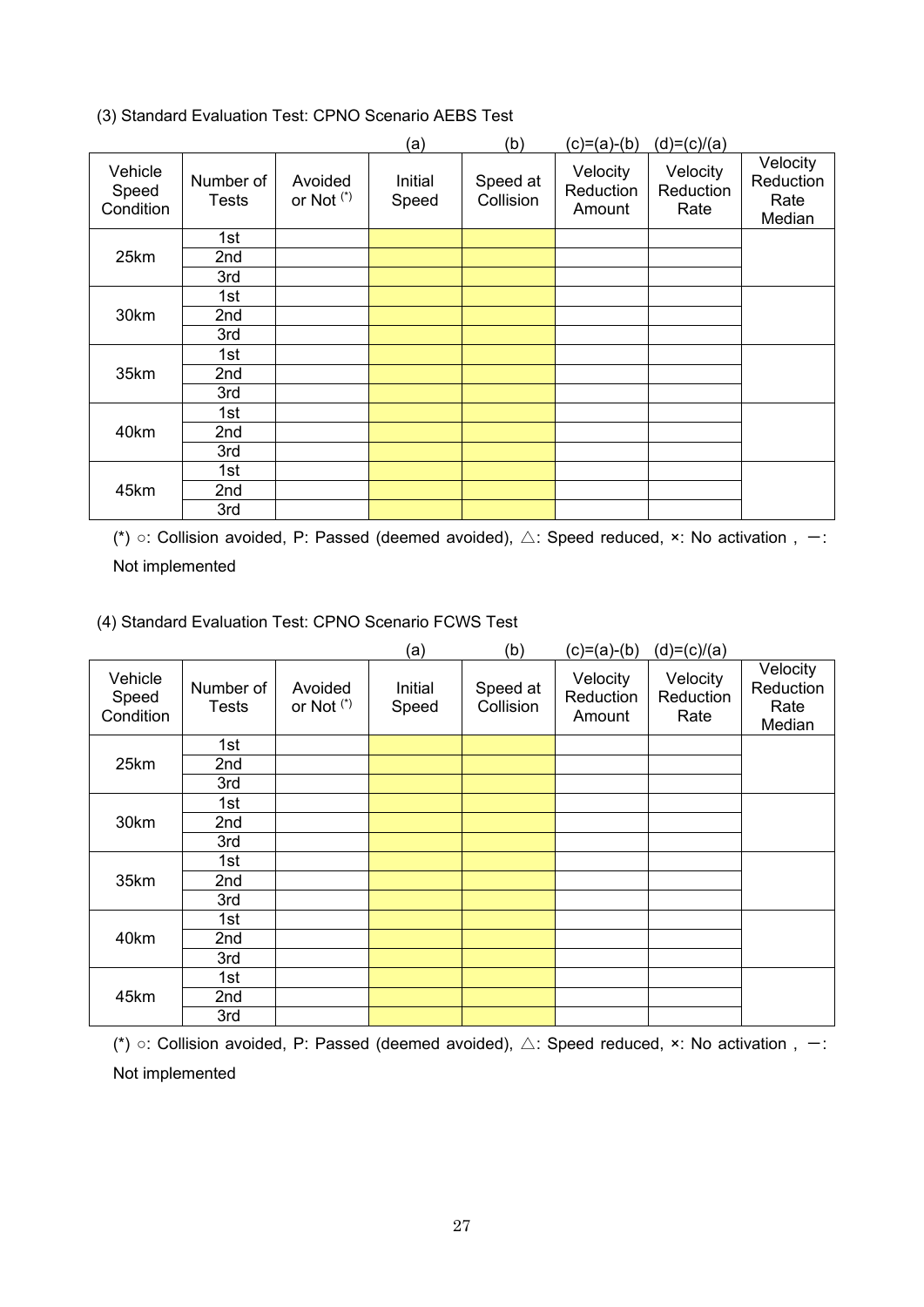(3) Standard Evaluation Test: CPNO Scenario AEBS Test

| Vehicle Speed Condition | Number of Tests | Avoided or Not (*) | (a) Initial Speed | (b) Speed at Collision | (c)=(a)-(b) Velocity Reduction Amount | (d)=(c)/(a) Velocity Reduction Rate | Velocity Reduction Rate Median |
|---|---|---|---|---|---|---|---|
| 25km | 1st | | | | | | |
| | 2nd | | | | | | |
| | 3rd | | | | | | |
| 30km | 1st | | | | | | |
| | 2nd | | | | | | |
| | 3rd | | | | | | |
| 35km | 1st | | | | | | |
| | 2nd | | | | | | |
| | 3rd | | | | | | |
| 40km | 1st | | | | | | |
| | 2nd | | | | | | |
| | 3rd | | | | | | |
| 45km | 1st | | | | | | |
| | 2nd | | | | | | |
| | 3rd | | | | | | |

(*) ○: Collision avoided, P: Passed (deemed avoided), △: Speed reduced, ×: No activation , ー: Not implemented

(4) Standard Evaluation Test: CPNO Scenario FCWS Test

| Vehicle Speed Condition | Number of Tests | Avoided or Not (*) | (a) Initial Speed | (b) Speed at Collision | (c)=(a)-(b) Velocity Reduction Amount | (d)=(c)/(a) Velocity Reduction Rate | Velocity Reduction Rate Median |
|---|---|---|---|---|---|---|---|
| 25km | 1st | | | | | | |
| | 2nd | | | | | | |
| | 3rd | | | | | | |
| 30km | 1st | | | | | | |
| | 2nd | | | | | | |
| | 3rd | | | | | | |
| 35km | 1st | | | | | | |
| | 2nd | | | | | | |
| | 3rd | | | | | | |
| 40km | 1st | | | | | | |
| | 2nd | | | | | | |
| | 3rd | | | | | | |
| 45km | 1st | | | | | | |
| | 2nd | | | | | | |
| | 3rd | | | | | | |

(*) ○: Collision avoided, P: Passed (deemed avoided), △: Speed reduced, ×: No activation , ー: Not implemented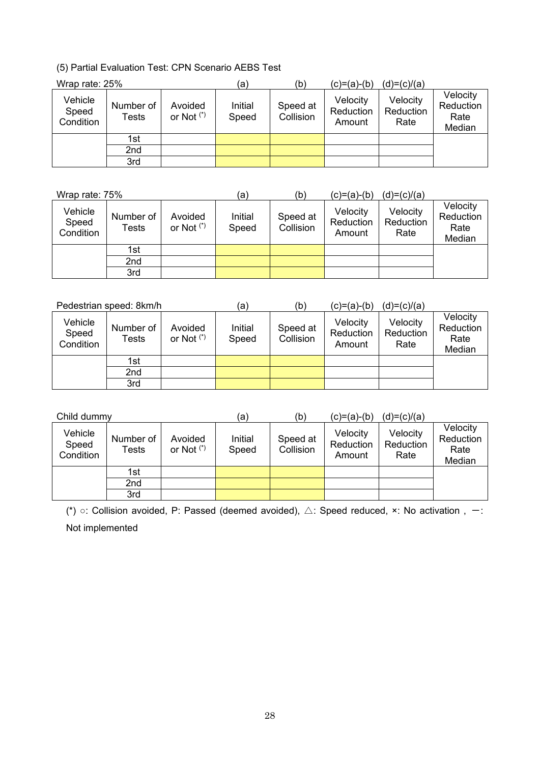(5) Partial Evaluation Test: CPN Scenario AEBS Test

Wrap rate: 25%

| Vehicle Speed Condition | Number of Tests | Avoided or Not (*) | Initial Speed (a) | Speed at Collision (b) | Velocity Reduction Amount (c)=(a)-(b) | Velocity Reduction Rate (d)=(c)/(a) | Velocity Reduction Rate Median |
|---|---|---|---|---|---|---|---|
| | 1st | | | | | | |
| | 2nd | | | | | | |
| | 3rd | | | | | | |

Wrap rate: 75%

| Vehicle Speed Condition | Number of Tests | Avoided or Not (*) | Initial Speed (a) | Speed at Collision (b) | Velocity Reduction Amount (c)=(a)-(b) | Velocity Reduction Rate (d)=(c)/(a) | Velocity Reduction Rate Median |
|---|---|---|---|---|---|---|---|
| | 1st | | | | | | |
| | 2nd | | | | | | |
| | 3rd | | | | | | |

Pedestrian speed: 8km/h

| Vehicle Speed Condition | Number of Tests | Avoided or Not (*) | Initial Speed (a) | Speed at Collision (b) | Velocity Reduction Amount (c)=(a)-(b) | Velocity Reduction Rate (d)=(c)/(a) | Velocity Reduction Rate Median |
|---|---|---|---|---|---|---|---|
| | 1st | | | | | | |
| | 2nd | | | | | | |
| | 3rd | | | | | | |

Child dummy

| Vehicle Speed Condition | Number of Tests | Avoided or Not (*) | Initial Speed (a) | Speed at Collision (b) | Velocity Reduction Amount (c)=(a)-(b) | Velocity Reduction Rate (d)=(c)/(a) | Velocity Reduction Rate Median |
|---|---|---|---|---|---|---|---|
| | 1st | | | | | | |
| | 2nd | | | | | | |
| | 3rd | | | | | | |

(*) ○: Collision avoided, P: Passed (deemed avoided), △: Speed reduced, ×: No activation , －: Not implemented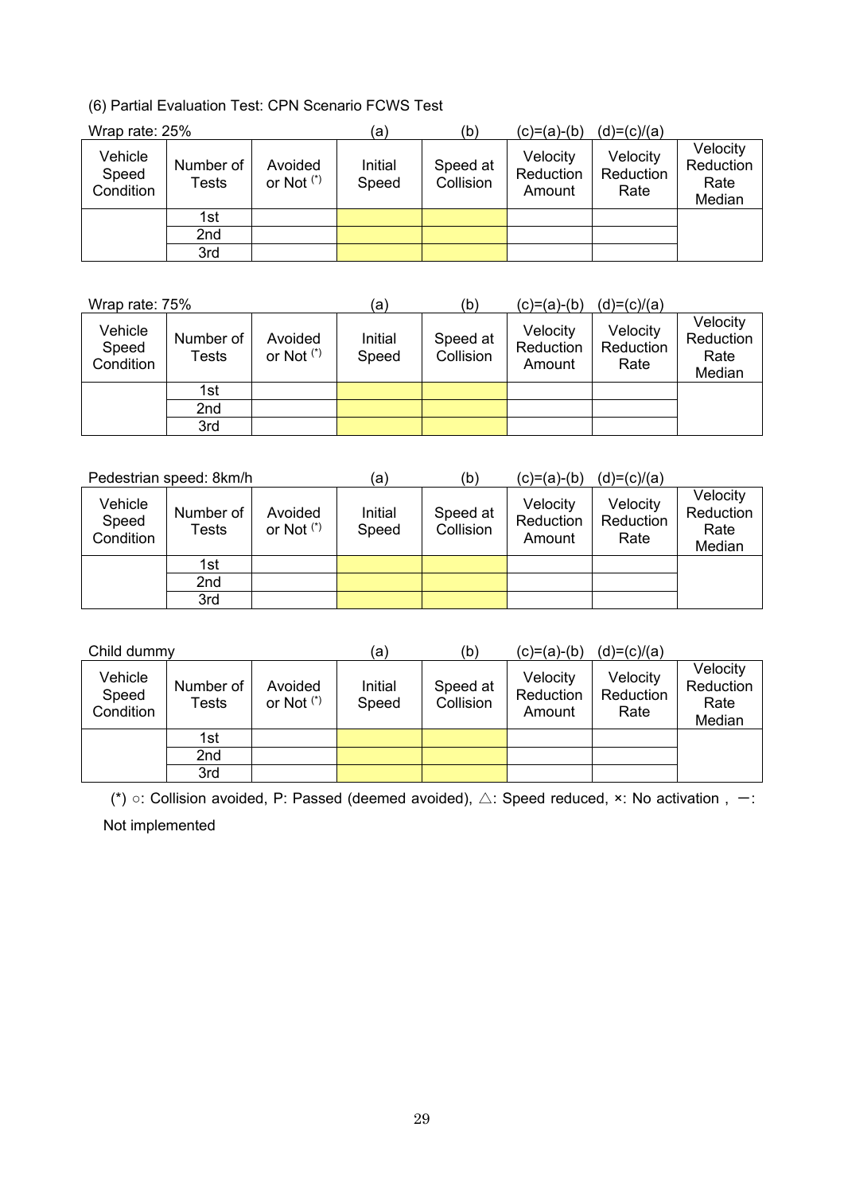(6) Partial Evaluation Test: CPN Scenario FCWS Test

Wrap rate: 25%

| Vehicle Speed Condition | Number of Tests | Avoided or Not (*) | Initial Speed (a) | Speed at Collision (b) | Velocity Reduction Amount (c)=(a)-(b) | Velocity Reduction Rate (d)=(c)/(a) | Velocity Reduction Rate Median |
|---|---|---|---|---|---|---|---|
| | 1st | | | | | | |
| | 2nd | | | | | | |
| | 3rd | | | | | | |

Wrap rate: 75%

| Vehicle Speed Condition | Number of Tests | Avoided or Not (*) | Initial Speed (a) | Speed at Collision (b) | Velocity Reduction Amount (c)=(a)-(b) | Velocity Reduction Rate (d)=(c)/(a) | Velocity Reduction Rate Median |
|---|---|---|---|---|---|---|---|
| | 1st | | | | | | |
| | 2nd | | | | | | |
| | 3rd | | | | | | |

Pedestrian speed: 8km/h

| Vehicle Speed Condition | Number of Tests | Avoided or Not (*) | Initial Speed (a) | Speed at Collision (b) | Velocity Reduction Amount (c)=(a)-(b) | Velocity Reduction Rate (d)=(c)/(a) | Velocity Reduction Rate Median |
|---|---|---|---|---|---|---|---|
| | 1st | | | | | | |
| | 2nd | | | | | | |
| | 3rd | | | | | | |

Child dummy

| Vehicle Speed Condition | Number of Tests | Avoided or Not (*) | Initial Speed (a) | Speed at Collision (b) | Velocity Reduction Amount (c)=(a)-(b) | Velocity Reduction Rate (d)=(c)/(a) | Velocity Reduction Rate Median |
|---|---|---|---|---|---|---|---|
| | 1st | | | | | | |
| | 2nd | | | | | | |
| | 3rd | | | | | | |

(*) ○: Collision avoided, P: Passed (deemed avoided), △: Speed reduced, ×: No activation , －: Not implemented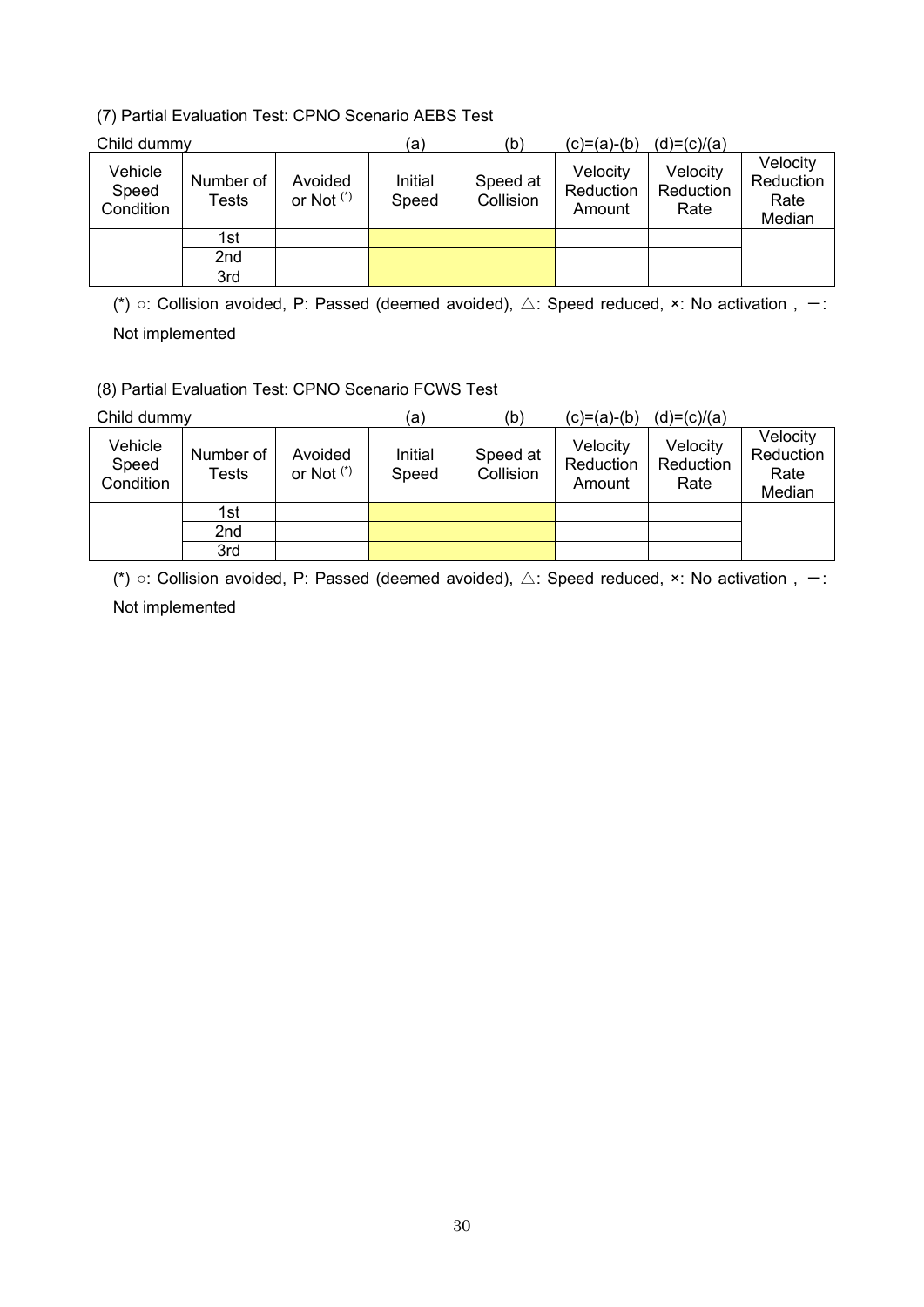(7) Partial Evaluation Test: CPNO Scenario AEBS Test

Child dummy

| | | | (a) | (b) | (c)=(a)-(b) | (d)=(c)/(a) | |
|---|---|---|---|---|---|---|---|
| Vehicle Speed Condition | Number of Tests | Avoided or Not (*) | Initial Speed | Speed at Collision | Velocity Reduction Amount | Velocity Reduction Rate | Velocity Reduction Rate Median |
| | 1st | | | | | | |
| | 2nd | | | | | | |
| | 3rd | | | | | | |

(*) ○: Collision avoided, P: Passed (deemed avoided), △: Speed reduced, ×: No activation , ー: Not implemented

(8) Partial Evaluation Test: CPNO Scenario FCWS Test

Child dummy

| | | | (a) | (b) | (c)=(a)-(b) | (d)=(c)/(a) | |
|---|---|---|---|---|---|---|---|
| Vehicle Speed Condition | Number of Tests | Avoided or Not (*) | Initial Speed | Speed at Collision | Velocity Reduction Amount | Velocity Reduction Rate | Velocity Reduction Rate Median |
| | 1st | | | | | | |
| | 2nd | | | | | | |
| | 3rd | | | | | | |

(*) ○: Collision avoided, P: Passed (deemed avoided), △: Speed reduced, ×: No activation , ー: Not implemented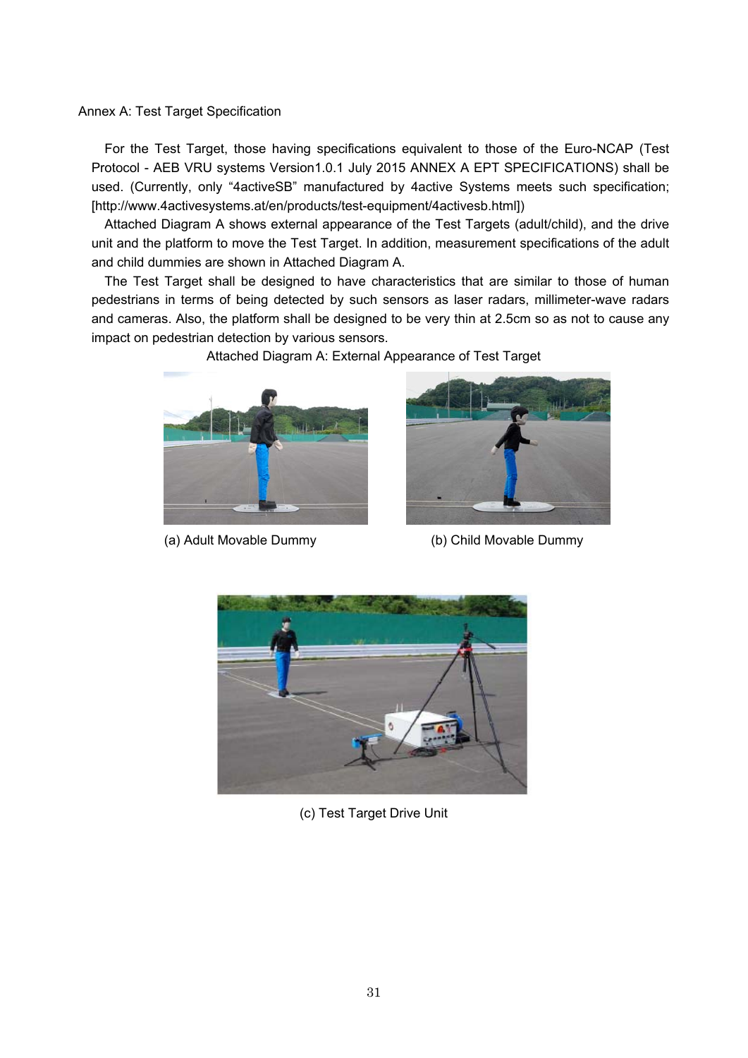Annex A: Test Target Specification

For the Test Target, those having specifications equivalent to those of the Euro-NCAP (Test Protocol - AEB VRU systems Version1.0.1 July 2015 ANNEX A EPT SPECIFICATIONS) shall be used. (Currently, only "4activeSB" manufactured by 4active Systems meets such specification; [http://www.4activesystems.at/en/products/test-equipment/4activesb.html])

Attached Diagram A shows external appearance of the Test Targets (adult/child), and the drive unit and the platform to move the Test Target. In addition, measurement specifications of the adult and child dummies are shown in Attached Diagram A.

The Test Target shall be designed to have characteristics that are similar to those of human pedestrians in terms of being detected by such sensors as laser radars, millimeter-wave radars and cameras. Also, the platform shall be designed to be very thin at 2.5cm so as not to cause any impact on pedestrian detection by various sensors.

Attached Diagram A: External Appearance of Test Target

(a) Adult Movable Dummy

(b) Child Movable Dummy

(c) Test Target Drive Unit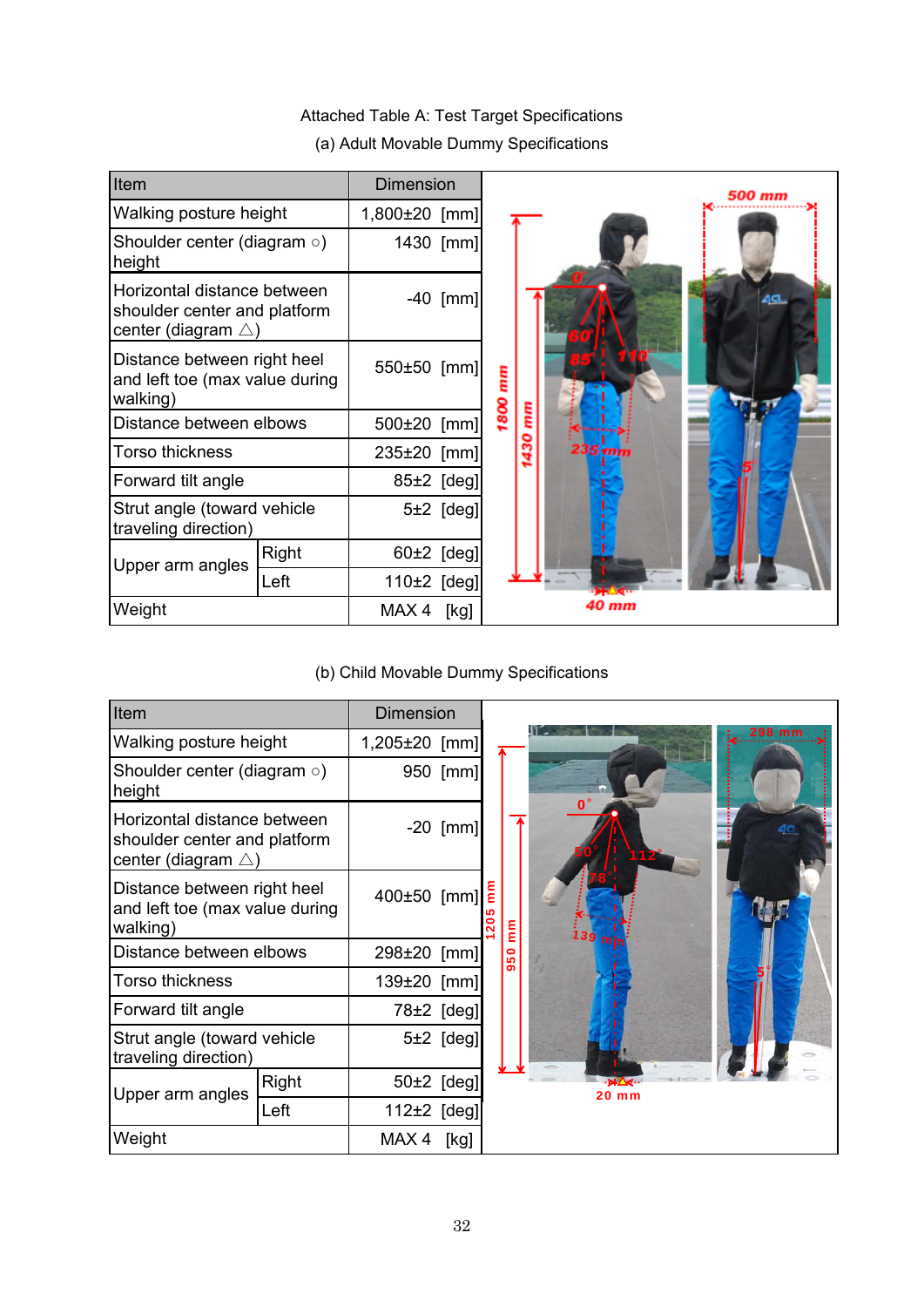Attached Table A: Test Target Specifications

(a) Adult Movable Dummy Specifications

| Item | | Dimension |
|---|---|---|
| Walking posture height | | 1,800±20 [mm] |
| Shoulder center (diagram ○) height | | 1430 [mm] |
| Horizontal distance between shoulder center and platform center (diagram △) | | -40 [mm] |
| Distance between right heel and left toe (max value during walking) | | 550±50 [mm] |
| Distance between elbows | | 500±20 [mm] |
| Torso thickness | | 235±20 [mm] |
| Forward tilt angle | | 85±2 [deg] |
| Strut angle (toward vehicle traveling direction) | | 5±2 [deg] |
| Upper arm angles | Right | 60±2 [deg] |
| | Left | 110±2 [deg] |
| Weight | | MAX 4 [kg] |

(b) Child Movable Dummy Specifications

| Item | | Dimension |
|---|---|---|
| Walking posture height | | 1,205±20 [mm] |
| Shoulder center (diagram ○) height | | 950 [mm] |
| Horizontal distance between shoulder center and platform center (diagram △) | | -20 [mm] |
| Distance between right heel and left toe (max value during walking) | | 400±50 [mm] |
| Distance between elbows | | 298±20 [mm] |
| Torso thickness | | 139±20 [mm] |
| Forward tilt angle | | 78±2 [deg] |
| Strut angle (toward vehicle traveling direction) | | 5±2 [deg] |
| Upper arm angles | Right | 50±2 [deg] |
| | Left | 112±2 [deg] |
| Weight | | MAX 4 [kg] |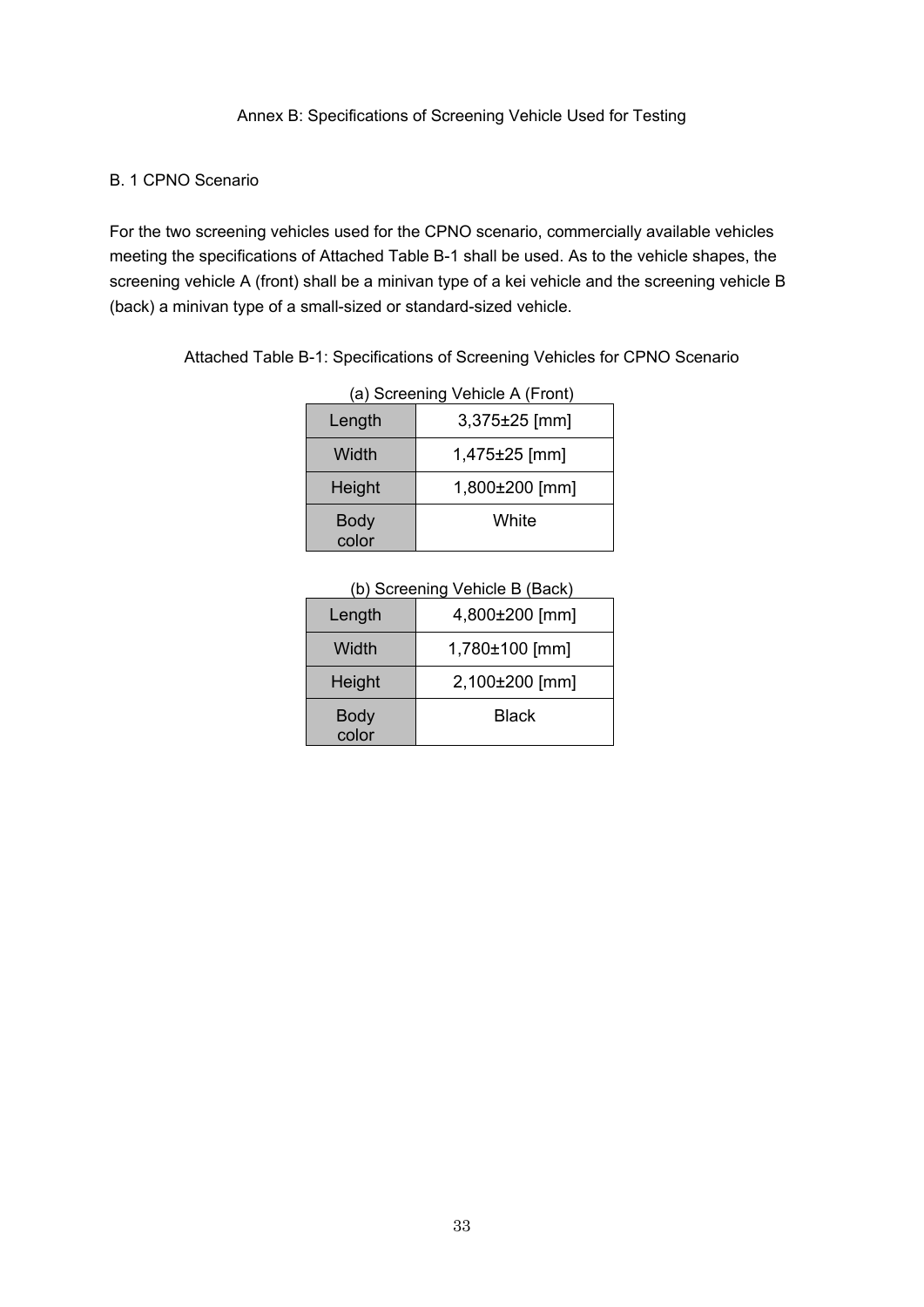# Annex B: Specifications of Screening Vehicle Used for Testing

## B. 1 CPNO Scenario

For the two screening vehicles used for the CPNO scenario, commercially available vehicles meeting the specifications of Attached Table B-1 shall be used. As to the vehicle shapes, the screening vehicle A (front) shall be a minivan type of a kei vehicle and the screening vehicle B (back) a minivan type of a small-sized or standard-sized vehicle.

Attached Table B-1: Specifications of Screening Vehicles for CPNO Scenario

(a) Screening Vehicle A (Front)

| | |
|---|---|
| Length | 3,375±25 [mm] |
| Width | 1,475±25 [mm] |
| Height | 1,800±200 [mm] |
| Body color | White |

(b) Screening Vehicle B (Back)

| | |
|---|---|
| Length | 4,800±200 [mm] |
| Width | 1,780±100 [mm] |
| Height | 2,100±200 [mm] |
| Body color | Black |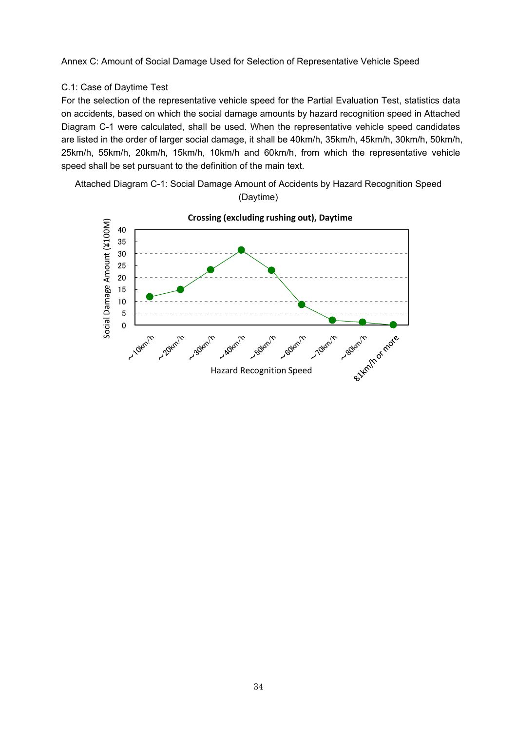Annex C: Amount of Social Damage Used for Selection of Representative Vehicle Speed

C.1: Case of Daytime Test

For the selection of the representative vehicle speed for the Partial Evaluation Test, statistics data on accidents, based on which the social damage amounts by hazard recognition speed in Attached Diagram C-1 were calculated, shall be used. When the representative vehicle speed candidates are listed in the order of larger social damage, it shall be 40km/h, 35km/h, 45km/h, 30km/h, 50km/h, 25km/h, 55km/h, 20km/h, 15km/h, 10km/h and 60km/h, from which the representative vehicle speed shall be set pursuant to the definition of the main text.

Attached Diagram C-1: Social Damage Amount of Accidents by Hazard Recognition Speed (Daytime)

**Crossing (excluding rushing out), Daytime**

Social Damage Amount (¥100M)

Hazard Recognition Speed: ~10km/h, ~20km/h, ~30km/h, ~40km/h, ~50km/h, ~60km/h, ~70km/h, ~80km/h, 81km/h or more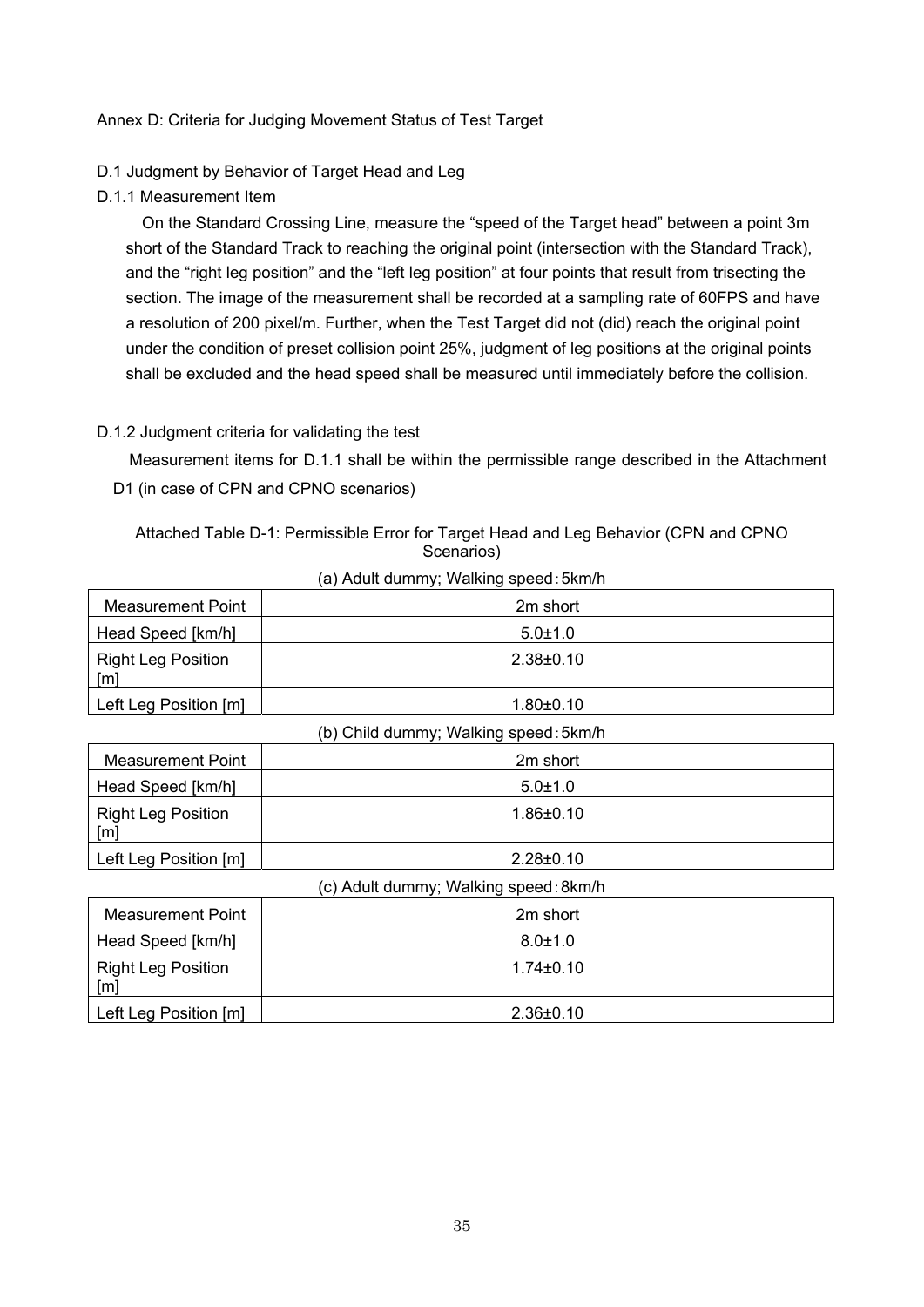Annex D: Criteria for Judging Movement Status of Test Target

D.1 Judgment by Behavior of Target Head and Leg

D.1.1 Measurement Item

On the Standard Crossing Line, measure the “speed of the Target head” between a point 3m short of the Standard Track to reaching the original point (intersection with the Standard Track), and the “right leg position” and the “left leg position” at four points that result from trisecting the section. The image of the measurement shall be recorded at a sampling rate of 60FPS and have a resolution of 200 pixel/m. Further, when the Test Target did not (did) reach the original point under the condition of preset collision point 25%, judgment of leg positions at the original points shall be excluded and the head speed shall be measured until immediately before the collision.

D.1.2 Judgment criteria for validating the test

Measurement items for D.1.1 shall be within the permissible range described in the Attachment D1 (in case of CPN and CPNO scenarios)

Attached Table D-1: Permissible Error for Target Head and Leg Behavior (CPN and CPNO Scenarios)

(a) Adult dummy; Walking speed：5km/h

| Measurement Point | 2m short |
|---|---|
| Head Speed [km/h] | 5.0±1.0 |
| Right Leg Position [m] | 2.38±0.10 |
| Left Leg Position [m] | 1.80±0.10 |

(b) Child dummy; Walking speed：5km/h

| Measurement Point | 2m short |
|---|---|
| Head Speed [km/h] | 5.0±1.0 |
| Right Leg Position [m] | 1.86±0.10 |
| Left Leg Position [m] | 2.28±0.10 |

(c) Adult dummy; Walking speed：8km/h

| Measurement Point | 2m short |
|---|---|
| Head Speed [km/h] | 8.0±1.0 |
| Right Leg Position [m] | 1.74±0.10 |
| Left Leg Position [m] | 2.36±0.10 |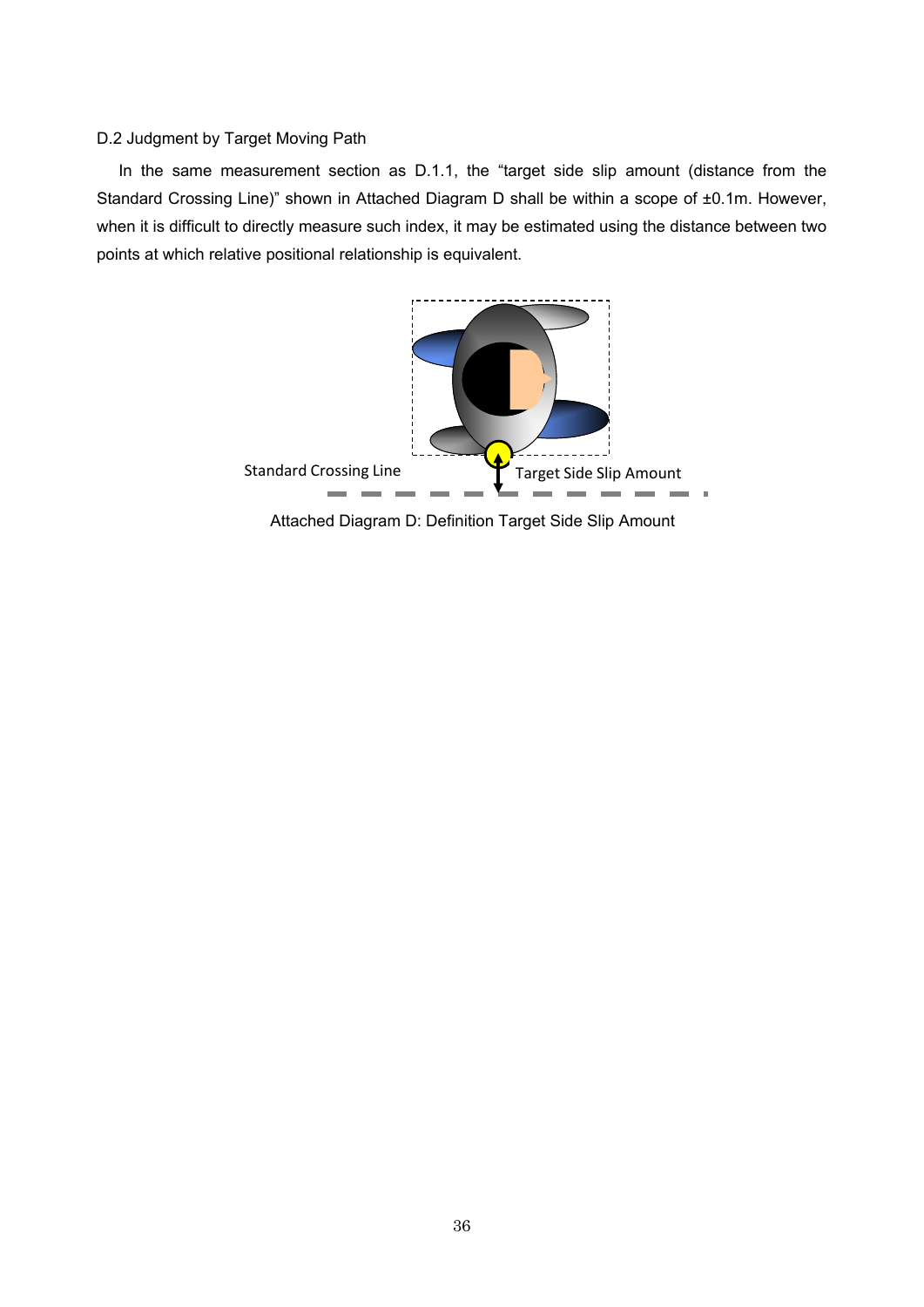### D.2 Judgment by Target Moving Path

In the same measurement section as D.1.1, the “target side slip amount (distance from the Standard Crossing Line)” shown in Attached Diagram D shall be within a scope of ±0.1m. However, when it is difficult to directly measure such index, it may be estimated using the distance between two points at which relative positional relationship is equivalent.

Standard Crossing Line

Target Side Slip Amount

Attached Diagram D: Definition Target Side Slip Amount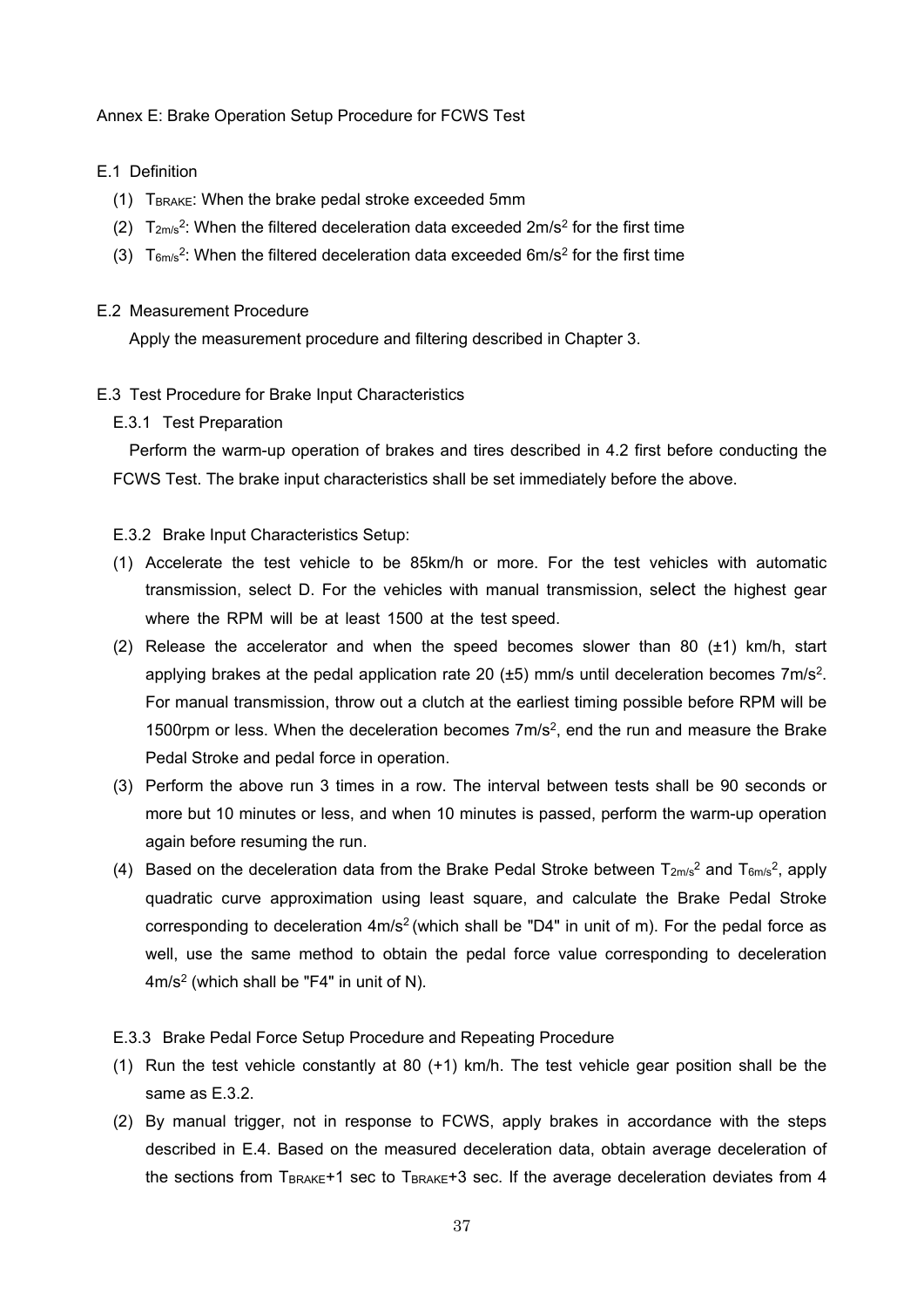Annex E: Brake Operation Setup Procedure for FCWS Test

E.1 Definition

(1) $T_{BRAKE}$: When the brake pedal stroke exceeded 5mm

(2) $T_{2m/s^2}$: When the filtered deceleration data exceeded $2m/s^2$ for the first time

(3) $T_{6m/s^2}$: When the filtered deceleration data exceeded $6m/s^2$ for the first time

E.2 Measurement Procedure

Apply the measurement procedure and filtering described in Chapter 3.

E.3 Test Procedure for Brake Input Characteristics

E.3.1 Test Preparation

Perform the warm-up operation of brakes and tires described in 4.2 first before conducting the FCWS Test. The brake input characteristics shall be set immediately before the above.

E.3.2 Brake Input Characteristics Setup:

(1) Accelerate the test vehicle to be 85km/h or more. For the test vehicles with automatic transmission, select D. For the vehicles with manual transmission, select the highest gear where the RPM will be at least 1500 at the test speed.

(2) Release the accelerator and when the speed becomes slower than 80 (±1) km/h, start applying brakes at the pedal application rate 20 (±5) mm/s until deceleration becomes $7m/s^2$. For manual transmission, throw out a clutch at the earliest timing possible before RPM will be 1500rpm or less. When the deceleration becomes $7m/s^2$, end the run and measure the Brake Pedal Stroke and pedal force in operation.

(3) Perform the above run 3 times in a row. The interval between tests shall be 90 seconds or more but 10 minutes or less, and when 10 minutes is passed, perform the warm-up operation again before resuming the run.

(4) Based on the deceleration data from the Brake Pedal Stroke between $T_{2m/s^2}$ and $T_{6m/s^2}$, apply quadratic curve approximation using least square, and calculate the Brake Pedal Stroke corresponding to deceleration $4m/s^2$ (which shall be "D4" in unit of m). For the pedal force as well, use the same method to obtain the pedal force value corresponding to deceleration $4m/s^2$ (which shall be "F4" in unit of N).

E.3.3 Brake Pedal Force Setup Procedure and Repeating Procedure

(1) Run the test vehicle constantly at 80 (+1) km/h. The test vehicle gear position shall be the same as E.3.2.

(2) By manual trigger, not in response to FCWS, apply brakes in accordance with the steps described in E.4. Based on the measured deceleration data, obtain average deceleration of the sections from $T_{BRAKE}$+1 sec to $T_{BRAKE}$+3 sec. If the average deceleration deviates from 4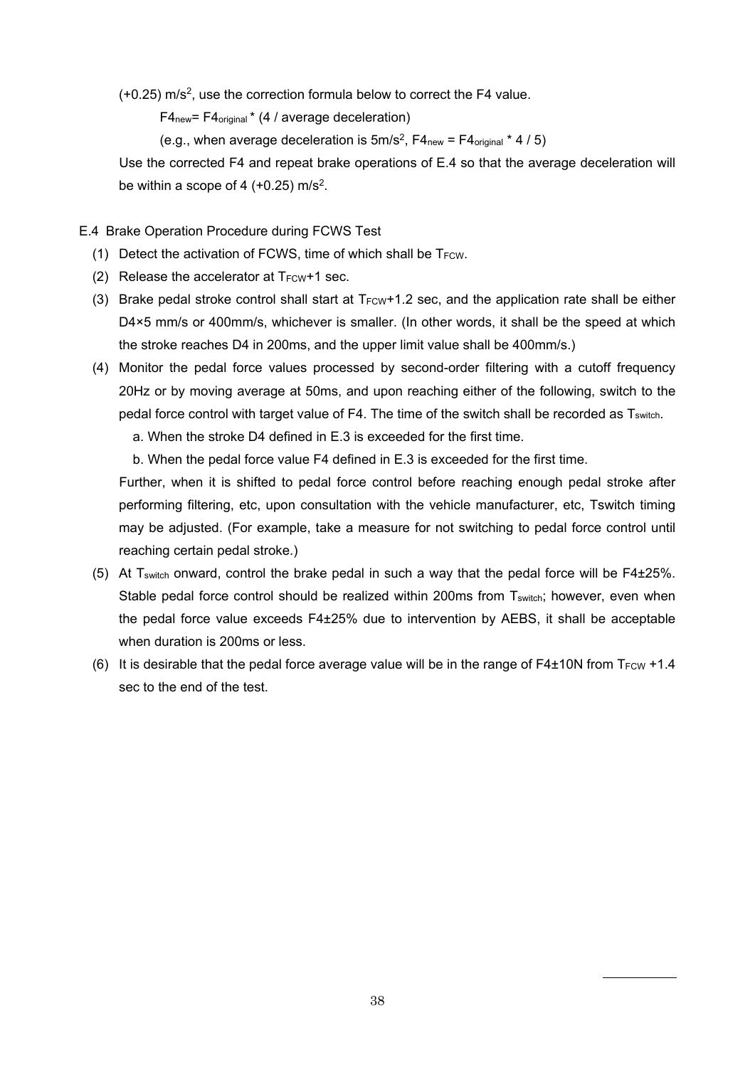(+0.25) m/s$^2$, use the correction formula below to correct the F4 value.

$F4_{new} = F4_{original} * (4 / \text{average deceleration})$

(e.g., when average deceleration is 5m/s$^2$, $F4_{new} = F4_{original} * 4 / 5$)

Use the corrected F4 and repeat brake operations of E.4 so that the average deceleration will be within a scope of 4 (+0.25) m/s$^2$.

E.4 Brake Operation Procedure during FCWS Test

(1) Detect the activation of FCWS, time of which shall be $T_{FCW}$.

(2) Release the accelerator at $T_{FCW}$+1 sec.

(3) Brake pedal stroke control shall start at $T_{FCW}$+1.2 sec, and the application rate shall be either D4×5 mm/s or 400mm/s, whichever is smaller. (In other words, it shall be the speed at which the stroke reaches D4 in 200ms, and the upper limit value shall be 400mm/s.)

(4) Monitor the pedal force values processed by second-order filtering with a cutoff frequency 20Hz or by moving average at 50ms, and upon reaching either of the following, switch to the pedal force control with target value of F4. The time of the switch shall be recorded as $T_{switch}$.

a. When the stroke D4 defined in E.3 is exceeded for the first time.

b. When the pedal force value F4 defined in E.3 is exceeded for the first time.

Further, when it is shifted to pedal force control before reaching enough pedal stroke after performing filtering, etc, upon consultation with the vehicle manufacturer, etc, Tswitch timing may be adjusted. (For example, take a measure for not switching to pedal force control until reaching certain pedal stroke.)

(5) At $T_{switch}$ onward, control the brake pedal in such a way that the pedal force will be F4±25%. Stable pedal force control should be realized within 200ms from $T_{switch}$; however, even when the pedal force value exceeds F4±25% due to intervention by AEBS, it shall be acceptable when duration is 200ms or less.

(6) It is desirable that the pedal force average value will be in the range of F4±10N from $T_{FCW}$ +1.4 sec to the end of the test.